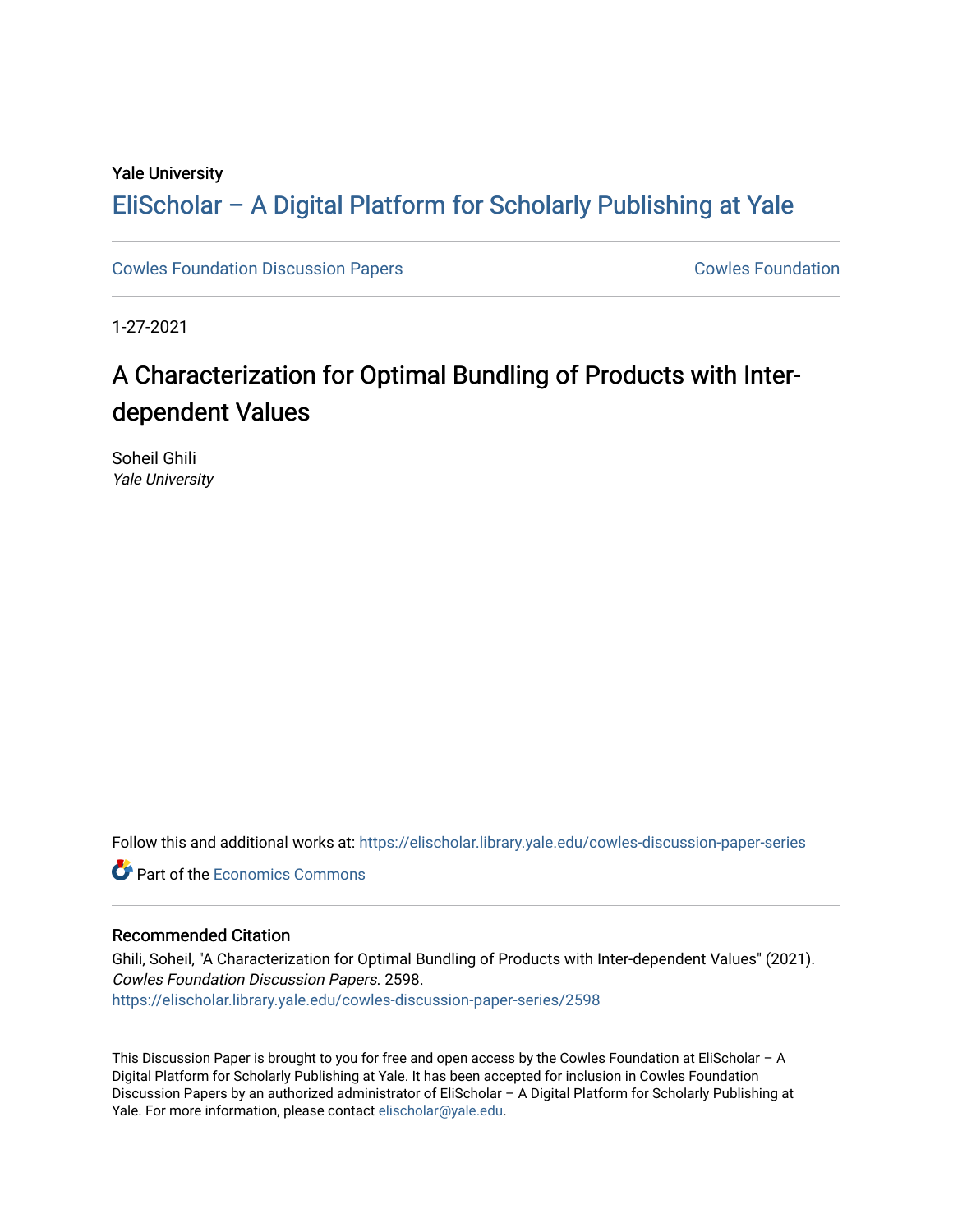Yale University

# EliScholar – A Digital Platform for Scholarly Publishing at Yale

Cowles Foundation Discussion Papers | Cowles Foundation

1-27-2021

## A Characterization for Optimal Bundling of Products with Inter-dependent Values

Soheil Ghili
*Yale University*

Follow this and additional works at: https://elischolar.library.yale.edu/cowles-discussion-paper-series

Part of the Economics Commons

### Recommended Citation

Ghili, Soheil, "A Characterization for Optimal Bundling of Products with Inter-dependent Values" (2021). *Cowles Foundation Discussion Papers*. 2598.
https://elischolar.library.yale.edu/cowles-discussion-paper-series/2598

This Discussion Paper is brought to you for free and open access by the Cowles Foundation at EliScholar – A Digital Platform for Scholarly Publishing at Yale. It has been accepted for inclusion in Cowles Foundation Discussion Papers by an authorized administrator of EliScholar – A Digital Platform for Scholarly Publishing at Yale. For more information, please contact elischolar@yale.edu.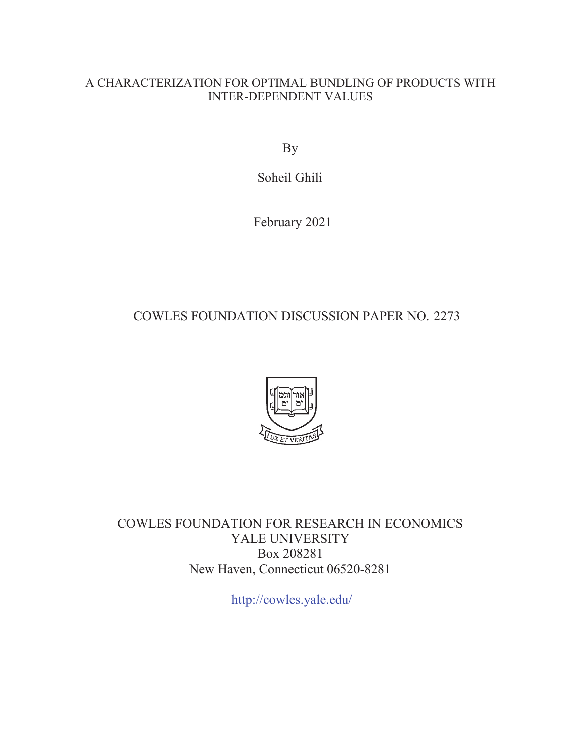A CHARACTERIZATION FOR OPTIMAL BUNDLING OF PRODUCTS WITH INTER-DEPENDENT VALUES

By

Soheil Ghili

February 2021

COWLES FOUNDATION DISCUSSION PAPER NO. 2273

COWLES FOUNDATION FOR RESEARCH IN ECONOMICS
YALE UNIVERSITY
Box 208281
New Haven, Connecticut 06520-8281

http://cowles.yale.edu/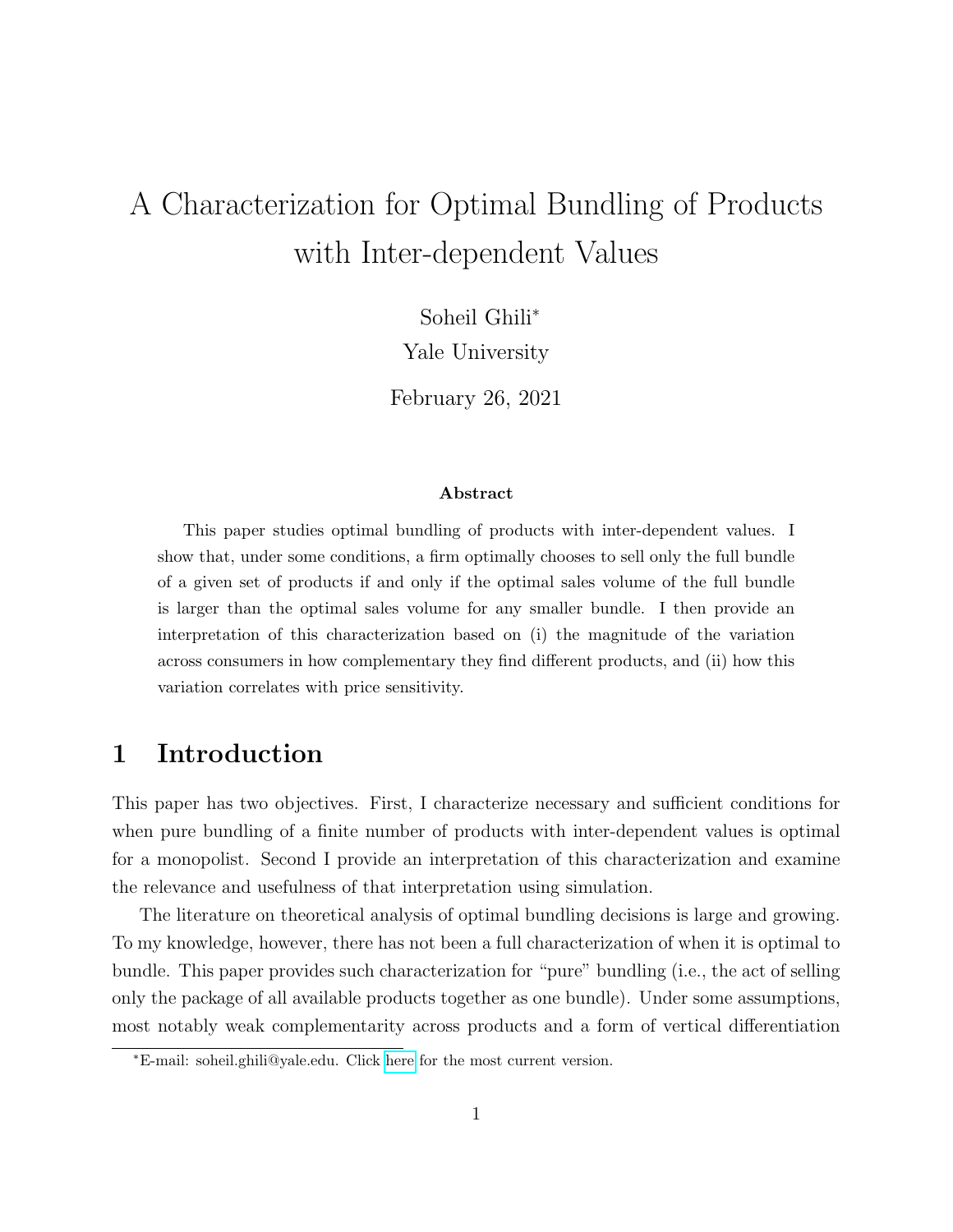# A Characterization for Optimal Bundling of Products with Inter-dependent Values

Soheil Ghili[*]

Yale University

February 26, 2021

**Abstract**

This paper studies optimal bundling of products with inter-dependent values. I show that, under some conditions, a firm optimally chooses to sell only the full bundle of a given set of products if and only if the optimal sales volume of the full bundle is larger than the optimal sales volume for any smaller bundle. I then provide an interpretation of this characterization based on (i) the magnitude of the variation across consumers in how complementary they find different products, and (ii) how this variation correlates with price sensitivity.

## 1 Introduction

This paper has two objectives. First, I characterize necessary and sufficient conditions for when pure bundling of a finite number of products with inter-dependent values is optimal for a monopolist. Second I provide an interpretation of this characterization and examine the relevance and usefulness of that interpretation using simulation.

The literature on theoretical analysis of optimal bundling decisions is large and growing. To my knowledge, however, there has not been a full characterization of when it is optimal to bundle. This paper provides such characterization for "pure" bundling (i.e., the act of selling only the package of all available products together as one bundle). Under some assumptions, most notably weak complementarity across products and a form of vertical differentiation

[*]E-mail: soheil.ghili@yale.edu. Click here for the most current version.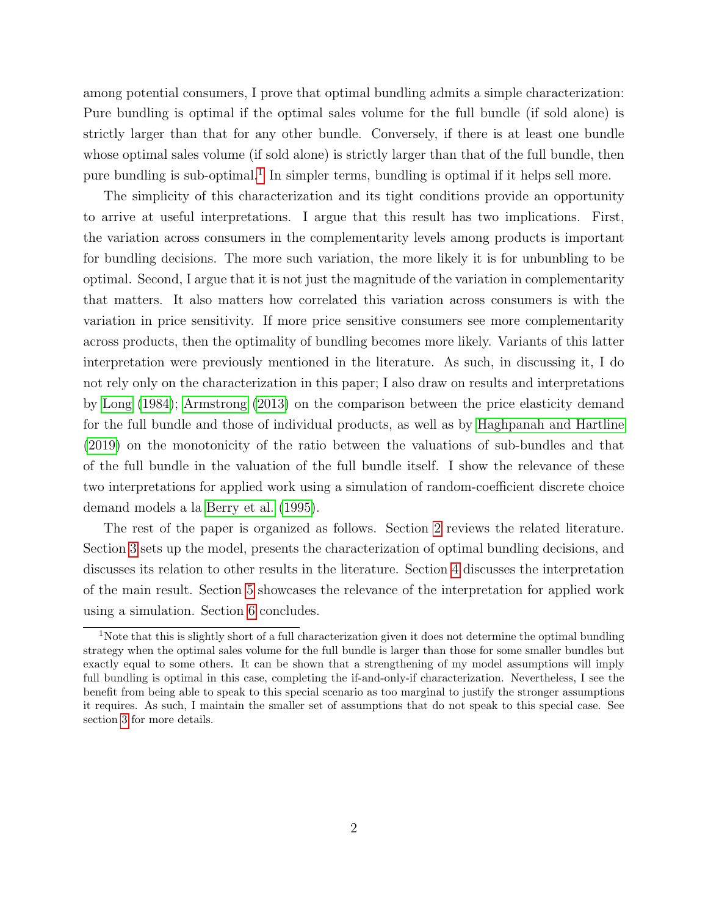among potential consumers, I prove that optimal bundling admits a simple characterization: Pure bundling is optimal if the optimal sales volume for the full bundle (if sold alone) is strictly larger than that for any other bundle. Conversely, if there is at least one bundle whose optimal sales volume (if sold alone) is strictly larger than that of the full bundle, then pure bundling is sub-optimal.[1] In simpler terms, bundling is optimal if it helps sell more.

The simplicity of this characterization and its tight conditions provide an opportunity to arrive at useful interpretations. I argue that this result has two implications. First, the variation across consumers in the complementarity levels among products is important for bundling decisions. The more such variation, the more likely it is for unbunbling to be optimal. Second, I argue that it is not just the magnitude of the variation in complementarity that matters. It also matters how correlated this variation across consumers is with the variation in price sensitivity. If more price sensitive consumers see more complementarity across products, then the optimality of bundling becomes more likely. Variants of this latter interpretation were previously mentioned in the literature. As such, in discussing it, I do not rely only on the characterization in this paper; I also draw on results and interpretations by Long (1984); Armstrong (2013) on the comparison between the price elasticity demand for the full bundle and those of individual products, as well as by Haghpanah and Hartline (2019) on the monotonicity of the ratio between the valuations of sub-bundles and that of the full bundle in the valuation of the full bundle itself. I show the relevance of these two interpretations for applied work using a simulation of random-coefficient discrete choice demand models a la Berry et al. (1995).

The rest of the paper is organized as follows. Section 2 reviews the related literature. Section 3 sets up the model, presents the characterization of optimal bundling decisions, and discusses its relation to other results in the literature. Section 4 discusses the interpretation of the main result. Section 5 showcases the relevance of the interpretation for applied work using a simulation. Section 6 concludes.

[1] Note that this is slightly short of a full characterization given it does not determine the optimal bundling strategy when the optimal sales volume for the full bundle is larger than those for some smaller bundles but exactly equal to some others. It can be shown that a strengthening of my model assumptions will imply full bundling is optimal in this case, completing the if-and-only-if characterization. Nevertheless, I see the benefit from being able to speak to this special scenario as too marginal to justify the stronger assumptions it requires. As such, I maintain the smaller set of assumptions that do not speak to this special case. See section 3 for more details.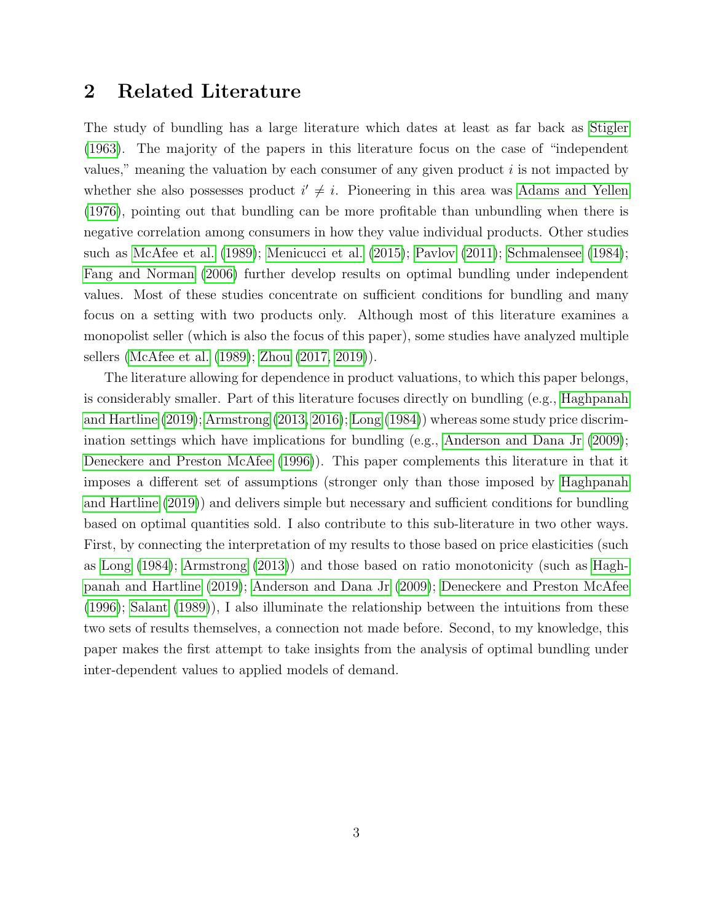## 2 Related Literature

The study of bundling has a large literature which dates at least as far back as Stigler (1963). The majority of the papers in this literature focus on the case of "independent values," meaning the valuation by each consumer of any given product $i$ is not impacted by whether she also possesses product $i' \neq i$. Pioneering in this area was Adams and Yellen (1976), pointing out that bundling can be more profitable than unbundling when there is negative correlation among consumers in how they value individual products. Other studies such as McAfee et al. (1989); Menicucci et al. (2015); Pavlov (2011); Schmalensee (1984); Fang and Norman (2006) further develop results on optimal bundling under independent values. Most of these studies concentrate on sufficient conditions for bundling and many focus on a setting with two products only. Although most of this literature examines a monopolist seller (which is also the focus of this paper), some studies have analyzed multiple sellers (McAfee et al. (1989); Zhou (2017, 2019)).

The literature allowing for dependence in product valuations, to which this paper belongs, is considerably smaller. Part of this literature focuses directly on bundling (e.g., Haghpanah and Hartline (2019); Armstrong (2013, 2016); Long (1984)) whereas some study price discrimination settings which have implications for bundling (e.g., Anderson and Dana Jr (2009); Deneckere and Preston McAfee (1996)). This paper complements this literature in that it imposes a different set of assumptions (stronger only than those imposed by Haghpanah and Hartline (2019)) and delivers simple but necessary and sufficient conditions for bundling based on optimal quantities sold. I also contribute to this sub-literature in two other ways. First, by connecting the interpretation of my results to those based on price elasticities (such as Long (1984); Armstrong (2013)) and those based on ratio monotonicity (such as Haghpanah and Hartline (2019); Anderson and Dana Jr (2009); Deneckere and Preston McAfee (1996); Salant (1989)), I also illuminate the relationship between the intuitions from these two sets of results themselves, a connection not made before. Second, to my knowledge, this paper makes the first attempt to take insights from the analysis of optimal bundling under inter-dependent values to applied models of demand.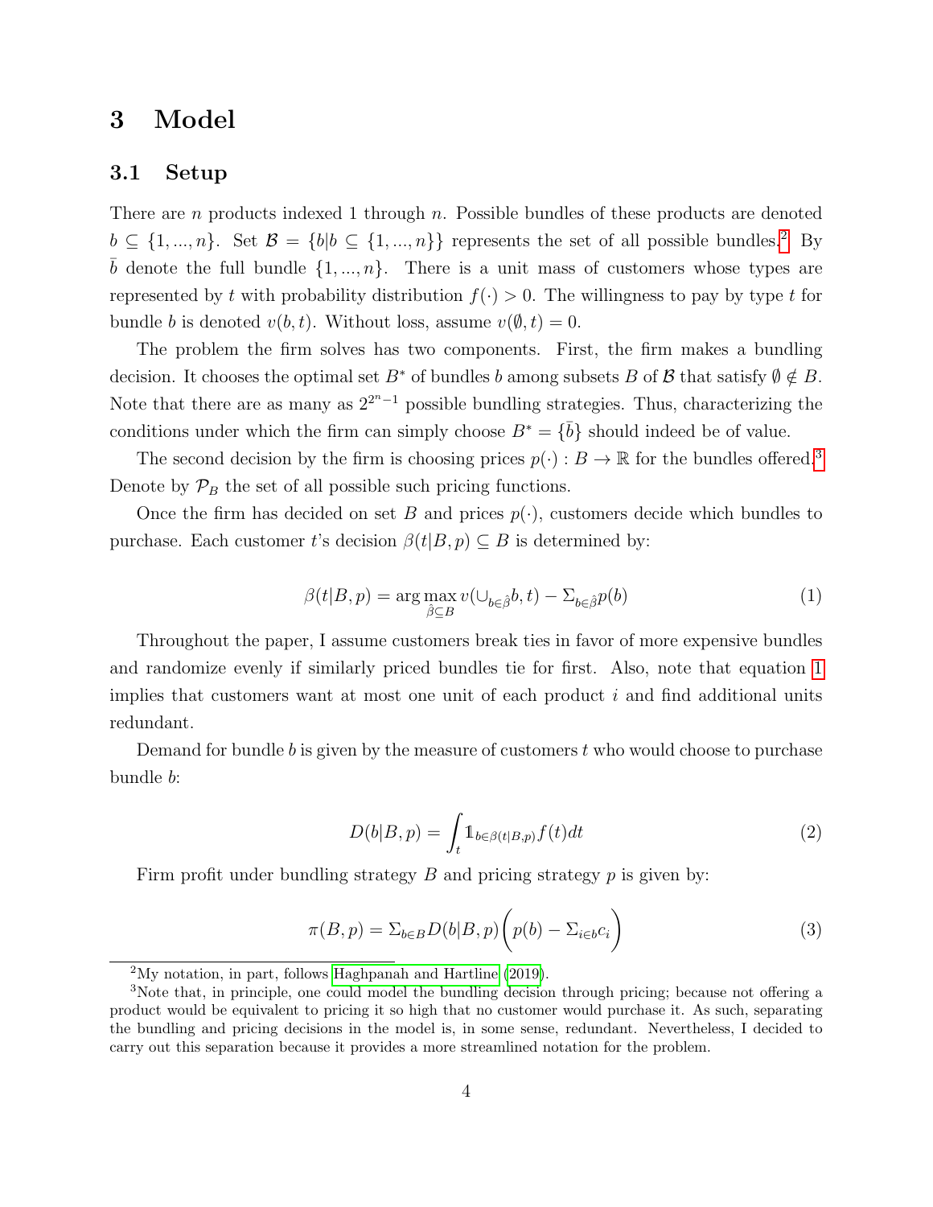# 3 Model

## 3.1 Setup

There are $n$ products indexed 1 through $n$. Possible bundles of these products are denoted $b \subseteq \{1, ..., n\}$. Set $\mathcal{B} = \{b | b \subseteq \{1, ..., n\}\}$ represents the set of all possible bundles.[2] By $\bar{b}$ denote the full bundle $\{1, ..., n\}$. There is a unit mass of customers whose types are represented by $t$ with probability distribution $f(\cdot) > 0$. The willingness to pay by type $t$ for bundle $b$ is denoted $v(b, t)$. Without loss, assume $v(\emptyset, t) = 0$.

The problem the firm solves has two components. First, the firm makes a bundling decision. It chooses the optimal set $B^*$ of bundles $b$ among subsets $B$ of $\mathcal{B}$ that satisfy $\emptyset \notin B$. Note that there are as many as $2^{2^n - 1}$ possible bundling strategies. Thus, characterizing the conditions under which the firm can simply choose $B^* = \{\bar{b}\}$ should indeed be of value.

The second decision by the firm is choosing prices $p(\cdot) : B \to \mathbb{R}$ for the bundles offered.[3] Denote by $\mathcal{P}_B$ the set of all possible such pricing functions.

Once the firm has decided on set $B$ and prices $p(\cdot)$, customers decide which bundles to purchase. Each customer $t$'s decision $\beta(t|B, p) \subseteq B$ is determined by:

$$\beta(t|B, p) = \arg\max_{\hat{\beta} \subseteq B} v(\cup_{b \in \hat{\beta}} b, t) - \Sigma_{b \in \hat{\beta}} p(b) \tag{1}$$

Throughout the paper, I assume customers break ties in favor of more expensive bundles and randomize evenly if similarly priced bundles tie for first. Also, note that equation 1 implies that customers want at most one unit of each product $i$ and find additional units redundant.

Demand for bundle $b$ is given by the measure of customers $t$ who would choose to purchase bundle $b$:

$$D(b|B, p) = \int_t \mathbb{1}_{b \in \beta(t|B,p)} f(t) dt \tag{2}$$

Firm profit under bundling strategy $B$ and pricing strategy $p$ is given by:

$$\pi(B, p) = \Sigma_{b \in B} D(b|B, p) \bigg( p(b) - \Sigma_{i \in b} c_i \bigg) \tag{3}$$

---

[2] My notation, in part, follows Haghpanah and Hartline (2019).

[3] Note that, in principle, one could model the bundling decision through pricing; because not offering a product would be equivalent to pricing it so high that no customer would purchase it. As such, separating the bundling and pricing decisions in the model is, in some sense, redundant. Nevertheless, I decided to carry out this separation because it provides a more streamlined notation for the problem.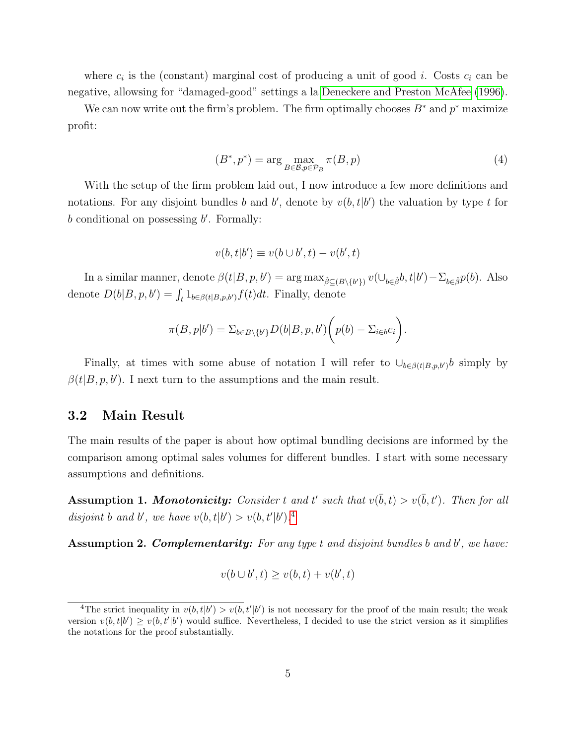where $c_i$ is the (constant) marginal cost of producing a unit of good $i$. Costs $c_i$ can be negative, allowing for "damaged-good" settings a la Deneckere and Preston McAfee (1996).

We can now write out the firm's problem. The firm optimally chooses $B^*$ and $p^*$ maximize profit:

$$(B^*, p^*) = \arg \max_{B \in \mathcal{B}, p \in \mathcal{P}_B} \pi(B, p) \tag{4}$$

With the setup of the firm problem laid out, I now introduce a few more definitions and notations. For any disjoint bundles $b$ and $b'$, denote by $v(b, t|b')$ the valuation by type $t$ for $b$ conditional on possessing $b'$. Formally:

$$v(b, t|b') \equiv v(b \cup b', t) - v(b', t)$$

In a similar manner, denote $\beta(t|B, p, b') = \arg \max_{\hat{\beta} \subseteq (B \setminus \{b'\})} v(\cup_{b \in \hat{\beta}} b, t|b') - \Sigma_{b \in \hat{\beta}} p(b)$. Also denote $D(b|B, p, b') = \int_t 1_{b \in \beta(t|B,p,b')} f(t) dt$. Finally, denote

$$\pi(B, p|b') = \Sigma_{b \in B \setminus \{b'\}} D(b|B, p, b') \bigg( p(b) - \Sigma_{i \in b} c_i \bigg).$$

Finally, at times with some abuse of notation I will refer to $\cup_{b \in \beta(t|B,p,b')} b$ simply by $\beta(t|B, p, b')$. I next turn to the assumptions and the main result.

## 3.2 Main Result

The main results of the paper is about how optimal bundling decisions are informed by the comparison among optimal sales volumes for different bundles. I start with some necessary assumptions and definitions.

**Assumption 1.** ***Monotonicity:*** *Consider $t$ and $t'$ such that $v(\bar{b}, t) > v(\bar{b}, t')$. Then for all disjoint $b$ and $b'$, we have $v(b, t|b') > v(b, t'|b')$.*[4]

**Assumption 2.** ***Complementarity:*** *For any type $t$ and disjoint bundles $b$ and $b'$, we have:*

$$v(b \cup b', t) \geq v(b, t) + v(b', t)$$

[4] The strict inequality in $v(b, t|b') > v(b, t'|b')$ is not necessary for the proof of the main result; the weak version $v(b, t|b') \geq v(b, t'|b')$ would suffice. Nevertheless, I decided to use the strict version as it simplifies the notations for the proof substantially.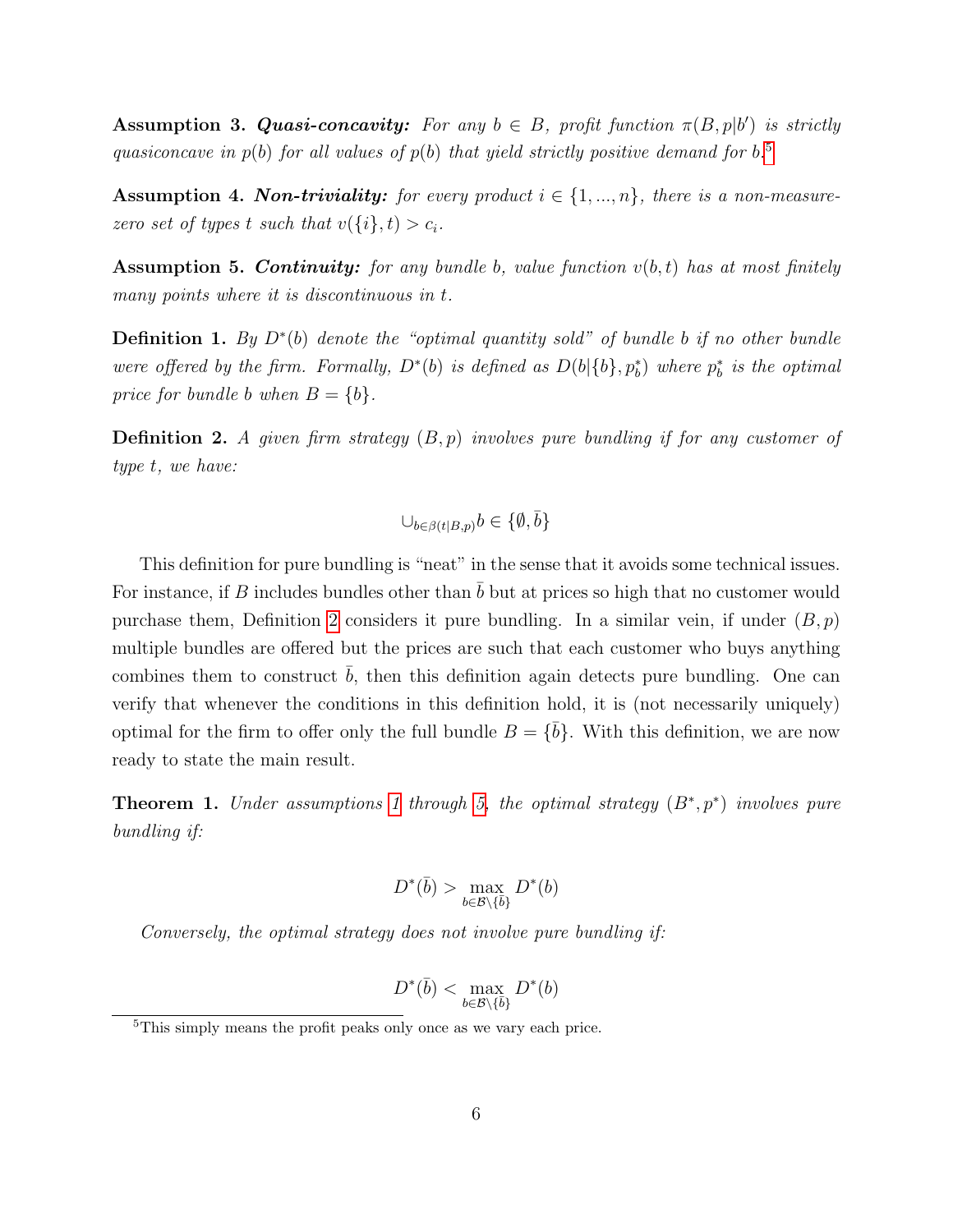**Assumption 3.** ***Quasi-concavity:*** *For any $b \in B$, profit function $\pi(B, p|b')$ is strictly quasiconcave in $p(b)$ for all values of $p(b)$ that yield strictly positive demand for $b$.*[5]

**Assumption 4.** ***Non-triviality:*** *for every product $i \in \{1, ..., n\}$, there is a non-measure-zero set of types $t$ such that $v(\{i\}, t) > c_i$.*

**Assumption 5.** ***Continuity:*** *for any bundle $b$, value function $v(b, t)$ has at most finitely many points where it is discontinuous in $t$.*

**Definition 1.** *By $D^*(b)$ denote the "optimal quantity sold" of bundle $b$ if no other bundle were offered by the firm. Formally, $D^*(b)$ is defined as $D(b|\{b\}, p_b^*)$ where $p_b^*$ is the optimal price for bundle $b$ when $B = \{b\}$.*

**Definition 2.** *A given firm strategy $(B, p)$ involves pure bundling if for any customer of type $t$, we have:*

$$\cup_{b \in \beta(t|B,p)} b \in \{\emptyset, \bar{b}\}$$

This definition for pure bundling is "neat" in the sense that it avoids some technical issues. For instance, if $B$ includes bundles other than $\bar{b}$ but at prices so high that no customer would purchase them, Definition 2 considers it pure bundling. In a similar vein, if under $(B, p)$ multiple bundles are offered but the prices are such that each customer who buys anything combines them to construct $\bar{b}$, then this definition again detects pure bundling. One can verify that whenever the conditions in this definition hold, it is (not necessarily uniquely) optimal for the firm to offer only the full bundle $B = \{\bar{b}\}$. With this definition, we are now ready to state the main result.

**Theorem 1.** *Under assumptions 1 through 5, the optimal strategy $(B^*, p^*)$ involves pure bundling if:*

$$D^*(\bar{b}) > \max_{b \in \mathcal{B} \setminus \{\bar{b}\}} D^*(b)$$

*Conversely, the optimal strategy does not involve pure bundling if:*

$$D^*(\bar{b}) < \max_{b \in \mathcal{B} \setminus \{\bar{b}\}} D^*(b)$$

[5] This simply means the profit peaks only once as we vary each price.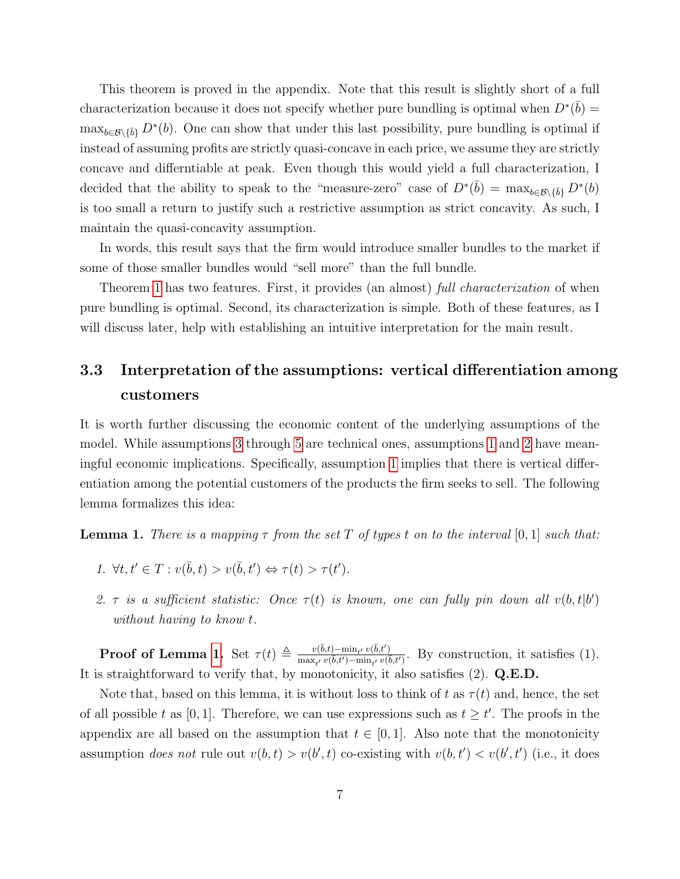This theorem is proved in the appendix. Note that this result is slightly short of a full characterization because it does not specify whether pure bundling is optimal when $D^*(\bar{b}) = \max_{b \in \mathcal{B} \setminus \{\bar{b}\}} D^*(b)$. One can show that under this last possibility, pure bundling is optimal if instead of assuming profits are strictly quasi-concave in each price, we assume they are strictly concave and differntiable at peak. Even though this would yield a full characterization, I decided that the ability to speak to the "measure-zero" case of $D^*(\bar{b}) = \max_{b \in \mathcal{B} \setminus \{\bar{b}\}} D^*(b)$ is too small a return to justify such a restrictive assumption as strict concavity. As such, I maintain the quasi-concavity assumption.

In words, this result says that the firm would introduce smaller bundles to the market if some of those smaller bundles would "sell more" than the full bundle.

Theorem 1 has two features. First, it provides (an almost) *full characterization* of when pure bundling is optimal. Second, its characterization is simple. Both of these features, as I will discuss later, help with establishing an intuitive interpretation for the main result.

### 3.3 Interpretation of the assumptions: vertical differentiation among customers

It is worth further discussing the economic content of the underlying assumptions of the model. While assumptions 3 through 5 are technical ones, assumptions 1 and 2 have meaningful economic implications. Specifically, assumption 1 implies that there is vertical differentiation among the potential customers of the products the firm seeks to sell. The following lemma formalizes this idea:

**Lemma 1.** *There is a mapping $\tau$ from the set $T$ of types $t$ on to the interval $[0, 1]$ such that:*

1. $\forall t, t' \in T : v(\bar{b}, t) > v(\bar{b}, t') \Leftrightarrow \tau(t) > \tau(t')$.
2. *$\tau$ is a sufficient statistic: Once $\tau(t)$ is known, one can fully pin down all $v(b, t|b')$ without having to know $t$.*

**Proof of Lemma 1.** Set $\tau(t) \triangleq \frac{v(\bar{b},t) - \min_{t'} v(\bar{b},t')}{\max_{t'} v(\bar{b},t') - \min_{t'} v(\bar{b},t')}$. By construction, it satisfies (1). It is straightforward to verify that, by monotonicity, it also satisfies (2). **Q.E.D.**

Note that, based on this lemma, it is without loss to think of $t$ as $\tau(t)$ and, hence, the set of all possible $t$ as $[0, 1]$. Therefore, we can use expressions such as $t \geq t'$. The proofs in the appendix are all based on the assumption that $t \in [0, 1]$. Also note that the monotonicity assumption *does not* rule out $v(b, t) > v(b', t)$ co-existing with $v(b, t') < v(b', t')$ (i.e., it does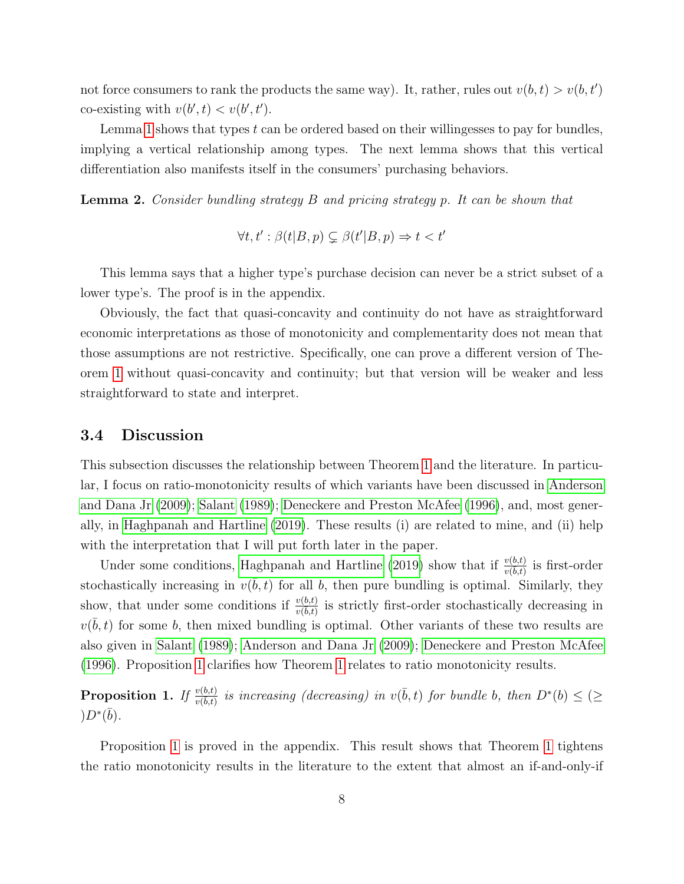not force consumers to rank the products the same way). It, rather, rules out $v(b,t) > v(b,t')$ co-existing with $v(b',t) < v(b',t')$.

Lemma 1 shows that types $t$ can be ordered based on their willingesses to pay for bundles, implying a vertical relationship among types. The next lemma shows that this vertical differentiation also manifests itself in the consumers' purchasing behaviors.

**Lemma 2.** *Consider bundling strategy $B$ and pricing strategy $p$. It can be shown that*

$$\forall t, t' : \beta(t|B,p) \subsetneq \beta(t'|B,p) \Rightarrow t < t'$$

This lemma says that a higher type's purchase decision can never be a strict subset of a lower type's. The proof is in the appendix.

Obviously, the fact that quasi-concavity and continuity do not have as straightforward economic interpretations as those of monotonicity and complementarity does not mean that those assumptions are not restrictive. Specifically, one can prove a different version of Theorem 1 without quasi-concavity and continuity; but that version will be weaker and less straightforward to state and interpret.

### 3.4 Discussion

This subsection discusses the relationship between Theorem 1 and the literature. In particular, I focus on ratio-monotonicity results of which variants have been discussed in Anderson and Dana Jr (2009); Salant (1989); Deneckere and Preston McAfee (1996), and, most generally, in Haghpanah and Hartline (2019). These results (i) are related to mine, and (ii) help with the interpretation that I will put forth later in the paper.

Under some conditions, Haghpanah and Hartline (2019) show that if $\frac{v(b,t)}{v(\bar{b},t)}$ is first-order stochastically increasing in $v(\bar{b},t)$ for all $b$, then pure bundling is optimal. Similarly, they show, that under some conditions if $\frac{v(b,t)}{v(\bar{b},t)}$ is strictly first-order stochastically decreasing in $v(\bar{b},t)$ for some $b$, then mixed bundling is optimal. Other variants of these two results are also given in Salant (1989); Anderson and Dana Jr (2009); Deneckere and Preston McAfee (1996). Proposition 1 clarifies how Theorem 1 relates to ratio monotonicity results.

**Proposition 1.** *If $\frac{v(b,t)}{v(\bar{b},t)}$ is increasing (decreasing) in $v(\bar{b},t)$ for bundle $b$, then $D^*(b) \leq (\geq) D^*(\bar{b})$.*

Proposition 1 is proved in the appendix. This result shows that Theorem 1 tightens the ratio monotonicity results in the literature to the extent that almost an if-and-only-if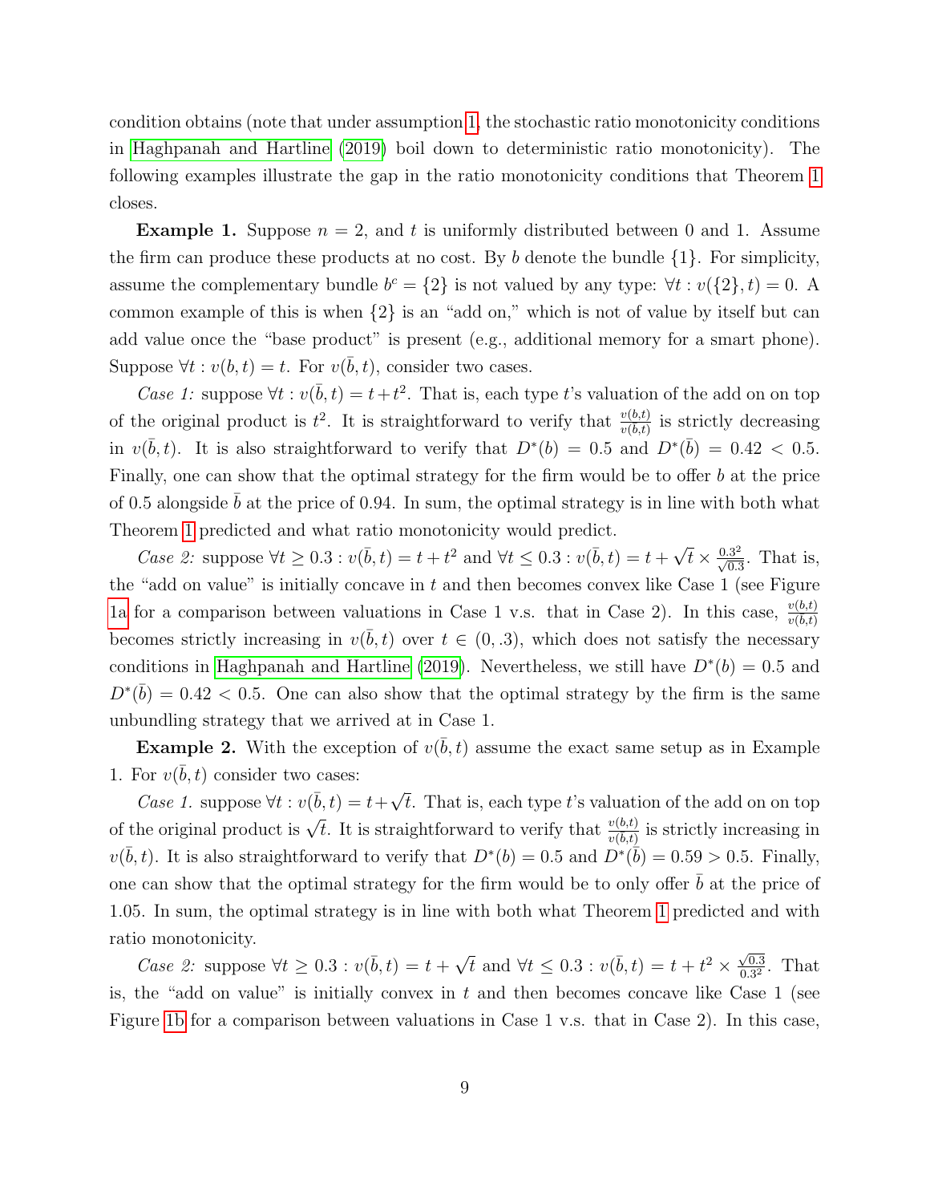condition obtains (note that under assumption 1, the stochastic ratio monotonicity conditions in Haghpanah and Hartline (2019) boil down to deterministic ratio monotonicity). The following examples illustrate the gap in the ratio monotonicity conditions that Theorem 1 closes.

**Example 1.** Suppose $n = 2$, and $t$ is uniformly distributed between 0 and 1. Assume the firm can produce these products at no cost. By $b$ denote the bundle $\{1\}$. For simplicity, assume the complementary bundle $b^c = \{2\}$ is not valued by any type: $\forall t : v(\{2\}, t) = 0$. A common example of this is when $\{2\}$ is an "add on," which is not of value by itself but can add value once the "base product" is present (e.g., additional memory for a smart phone). Suppose $\forall t : v(b, t) = t$. For $v(\bar{b}, t)$, consider two cases.

*Case 1:* suppose $\forall t : v(\bar{b}, t) = t + t^2$. That is, each type $t$'s valuation of the add on on top of the original product is $t^2$. It is straightforward to verify that $\frac{v(b,t)}{v(\bar{b},t)}$ is strictly decreasing in $v(\bar{b}, t)$. It is also straightforward to verify that $D^*(b) = 0.5$ and $D^*(\bar{b}) = 0.42 < 0.5$. Finally, one can show that the optimal strategy for the firm would be to offer $b$ at the price of 0.5 alongside $\bar{b}$ at the price of 0.94. In sum, the optimal strategy is in line with both what Theorem 1 predicted and what ratio monotonicity would predict.

*Case 2:* suppose $\forall t \geq 0.3 : v(\bar{b}, t) = t + t^2$ and $\forall t \leq 0.3 : v(\bar{b}, t) = t + \sqrt{t} \times \frac{0.3^2}{\sqrt{0.3}}$. That is, the "add on value" is initially concave in $t$ and then becomes convex like Case 1 (see Figure 1a for a comparison between valuations in Case 1 v.s. that in Case 2). In this case, $\frac{v(b,t)}{v(\bar{b},t)}$ becomes strictly increasing in $v(\bar{b}, t)$ over $t \in (0, .3)$, which does not satisfy the necessary conditions in Haghpanah and Hartline (2019). Nevertheless, we still have $D^*(b) = 0.5$ and $D^*(\bar{b}) = 0.42 < 0.5$. One can also show that the optimal strategy by the firm is the same unbundling strategy that we arrived at in Case 1.

**Example 2.** With the exception of $v(\bar{b}, t)$ assume the exact same setup as in Example 1. For $v(\bar{b}, t)$ consider two cases:

*Case 1.* suppose $\forall t : v(\bar{b}, t) = t + \sqrt{t}$. That is, each type $t$'s valuation of the add on on top of the original product is $\sqrt{t}$. It is straightforward to verify that $\frac{v(b,t)}{v(\bar{b},t)}$ is strictly increasing in $v(\bar{b}, t)$. It is also straightforward to verify that $D^*(b) = 0.5$ and $D^*(\bar{b}) = 0.59 > 0.5$. Finally, one can show that the optimal strategy for the firm would be to only offer $\bar{b}$ at the price of 1.05. In sum, the optimal strategy is in line with both what Theorem 1 predicted and with ratio monotonicity.

*Case 2:* suppose $\forall t \geq 0.3 : v(\bar{b}, t) = t + \sqrt{t}$ and $\forall t \leq 0.3 : v(\bar{b}, t) = t + t^2 \times \frac{\sqrt{0.3}}{0.3^2}$. That is, the "add on value" is initially convex in $t$ and then becomes concave like Case 1 (see Figure 1b for a comparison between valuations in Case 1 v.s. that in Case 2). In this case,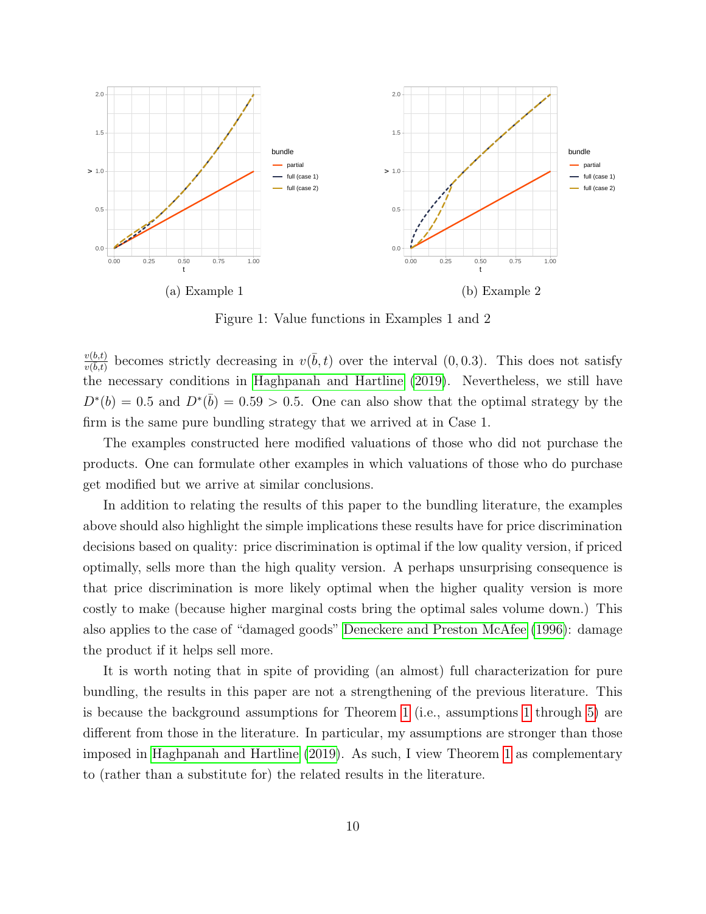(a) Example 1

(b) Example 2

Figure 1: Value functions in Examples 1 and 2

$\frac{v(b,t)}{v(\bar{b},t)}$ becomes strictly decreasing in $v(\bar{b},t)$ over the interval $(0, 0.3)$. This does not satisfy the necessary conditions in Haghpanah and Hartline (2019). Nevertheless, we still have $D^*(b) = 0.5$ and $D^*(\bar{b}) = 0.59 > 0.5$. One can also show that the optimal strategy by the firm is the same pure bundling strategy that we arrived at in Case 1.

The examples constructed here modified valuations of those who did not purchase the products. One can formulate other examples in which valuations of those who do purchase get modified but we arrive at similar conclusions.

In addition to relating the results of this paper to the bundling literature, the examples above should also highlight the simple implications these results have for price discrimination decisions based on quality: price discrimination is optimal if the low quality version, if priced optimally, sells more than the high quality version. A perhaps unsurprising consequence is that price discrimination is more likely optimal when the higher quality version is more costly to make (because higher marginal costs bring the optimal sales volume down.) This also applies to the case of "damaged goods" Deneckere and Preston McAfee (1996): damage the product if it helps sell more.

It is worth noting that in spite of providing (an almost) full characterization for pure bundling, the results in this paper are not a strengthening of the previous literature. This is because the background assumptions for Theorem 1 (i.e., assumptions 1 through 5) are different from those in the literature. In particular, my assumptions are stronger than those imposed in Haghpanah and Hartline (2019). As such, I view Theorem 1 as complementary to (rather than a substitute for) the related results in the literature.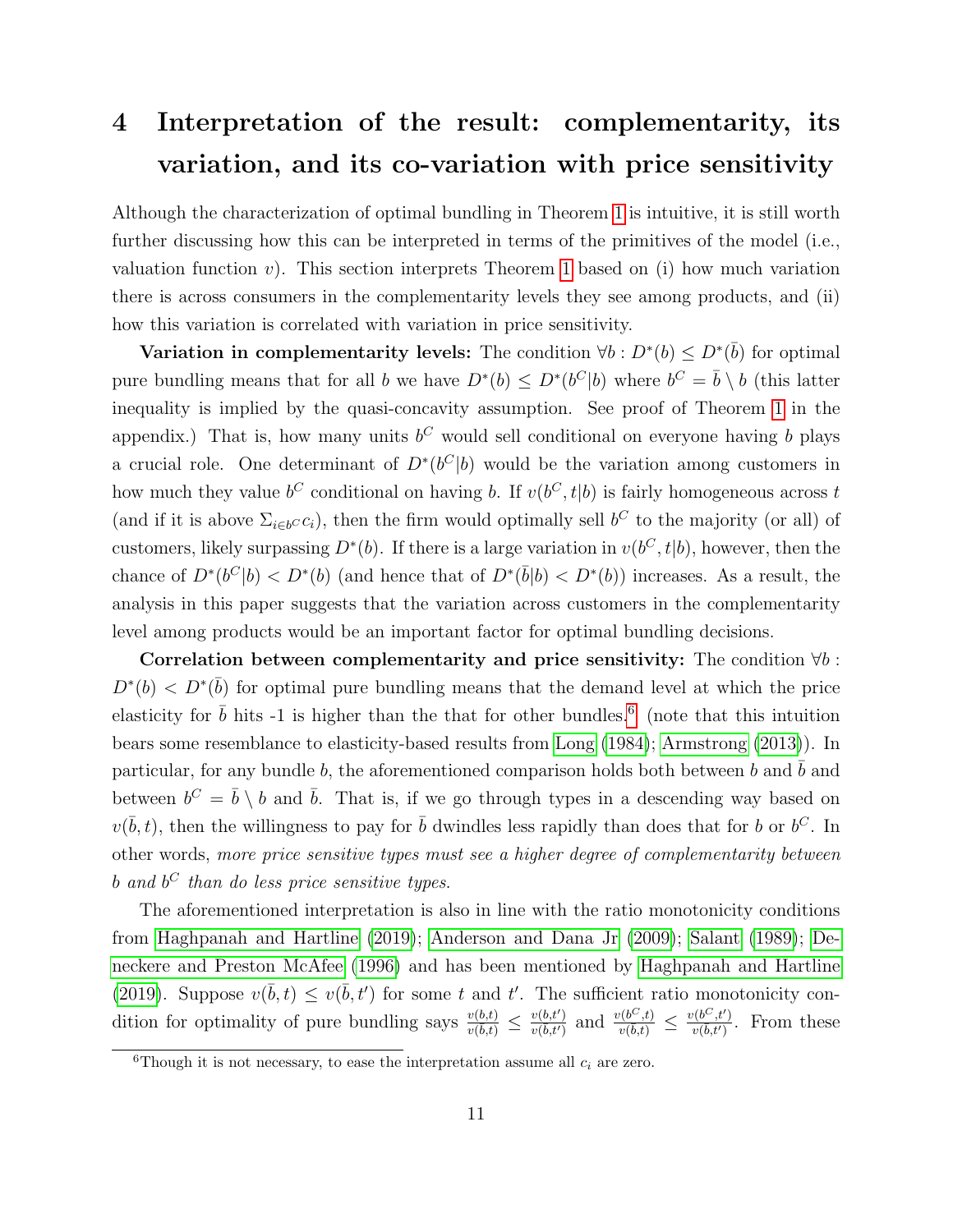# 4 Interpretation of the result: complementarity, its variation, and its co-variation with price sensitivity

Although the characterization of optimal bundling in Theorem 1 is intuitive, it is still worth further discussing how this can be interpreted in terms of the primitives of the model (i.e., valuation function $v$). This section interprets Theorem 1 based on (i) how much variation there is across consumers in the complementarity levels they see among products, and (ii) how this variation is correlated with variation in price sensitivity.

**Variation in complementarity levels:** The condition $\forall b : D^*(b) \leq D^*(\bar{b})$ for optimal pure bundling means that for all $b$ we have $D^*(b) \leq D^*(b^C|b)$ where $b^C = \bar{b} \setminus b$ (this latter inequality is implied by the quasi-concavity assumption. See proof of Theorem 1 in the appendix.) That is, how many units $b^C$ would sell conditional on everyone having $b$ plays a crucial role. One determinant of $D^*(b^C|b)$ would be the variation among customers in how much they value $b^C$ conditional on having $b$. If $v(b^C, t|b)$ is fairly homogeneous across $t$ (and if it is above $\Sigma_{i \in b^C} c_i$), then the firm would optimally sell $b^C$ to the majority (or all) of customers, likely surpassing $D^*(b)$. If there is a large variation in $v(b^C, t|b)$, however, then the chance of $D^*(b^C|b) < D^*(b)$ (and hence that of $D^*(\bar{b}|b) < D^*(b)$) increases. As a result, the analysis in this paper suggests that the variation across customers in the complementarity level among products would be an important factor for optimal bundling decisions.

**Correlation between complementarity and price sensitivity:** The condition $\forall b : D^*(b) < D^*(\bar{b})$ for optimal pure bundling means that the demand level at which the price elasticity for $\bar{b}$ hits -1 is higher than the that for other bundles.[6] (note that this intuition bears some resemblance to elasticity-based results from Long (1984); Armstrong (2013)). In particular, for any bundle $b$, the aforementioned comparison holds both between $b$ and $\bar{b}$ and between $b^C = \bar{b} \setminus b$ and $\bar{b}$. That is, if we go through types in a descending way based on $v(\bar{b}, t)$, then the willingness to pay for $\bar{b}$ dwindles less rapidly than does that for $b$ or $b^C$. In other words, *more price sensitive types must see a higher degree of complementarity between $b$ and $b^C$ than do less price sensitive types.*

The aforementioned interpretation is also in line with the ratio monotonicity conditions from Haghpanah and Hartline (2019); Anderson and Dana Jr (2009); Salant (1989); Deneckere and Preston McAfee (1996) and has been mentioned by Haghpanah and Hartline (2019). Suppose $v(\bar{b}, t) \leq v(\bar{b}, t')$ for some $t$ and $t'$. The sufficient ratio monotonicity condition for optimality of pure bundling says $\frac{v(b,t)}{v(\bar{b},t)} \leq \frac{v(b,t')}{v(\bar{b},t')}$ and $\frac{v(b^C,t)}{v(\bar{b},t)} \leq \frac{v(b^C,t')}{v(\bar{b},t')}$. From these

[6] Though it is not necessary, to ease the interpretation assume all $c_i$ are zero.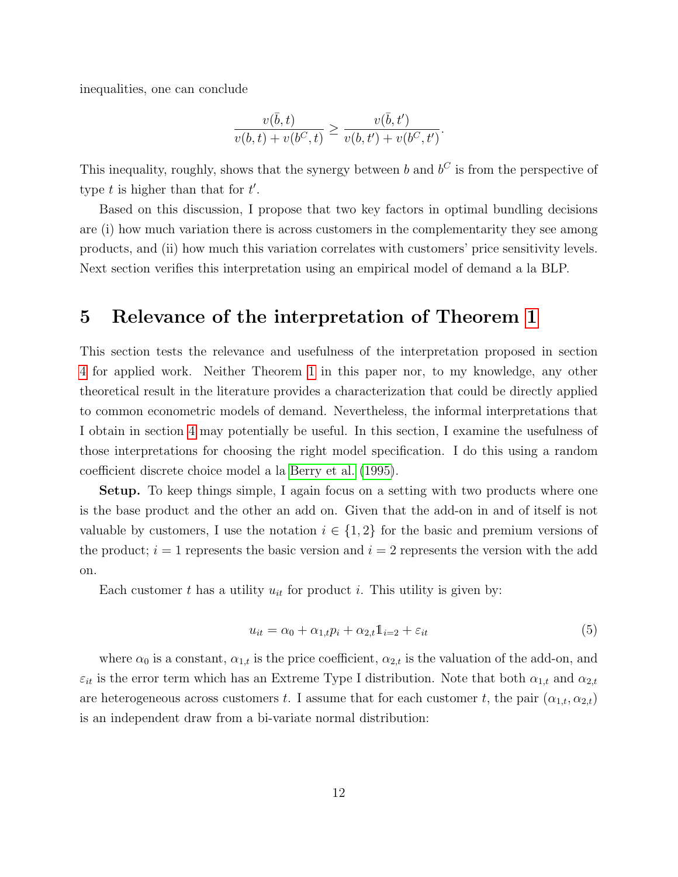inequalities, one can conclude

$$\frac{v(\bar{b}, t)}{v(b, t) + v(b^C, t)} \geq \frac{v(\bar{b}, t')}{v(b, t') + v(b^C, t')}.$$

This inequality, roughly, shows that the synergy between $b$ and $b^C$ is from the perspective of type $t$ is higher than that for $t'$.

Based on this discussion, I propose that two key factors in optimal bundling decisions are (i) how much variation there is across customers in the complementarity they see among products, and (ii) how much this variation correlates with customers' price sensitivity levels. Next section verifies this interpretation using an empirical model of demand a la BLP.

## 5 Relevance of the interpretation of Theorem 1

This section tests the relevance and usefulness of the interpretation proposed in section 4 for applied work. Neither Theorem 1 in this paper nor, to my knowledge, any other theoretical result in the literature provides a characterization that could be directly applied to common econometric models of demand. Nevertheless, the informal interpretations that I obtain in section 4 may potentially be useful. In this section, I examine the usefulness of those interpretations for choosing the right model specification. I do this using a random coefficient discrete choice model a la Berry et al. (1995).

**Setup.** To keep things simple, I again focus on a setting with two products where one is the base product and the other an add on. Given that the add-on in and of itself is not valuable by customers, I use the notation $i \in \{1, 2\}$ for the basic and premium versions of the product; $i = 1$ represents the basic version and $i = 2$ represents the version with the add on.

Each customer $t$ has a utility $u_{it}$ for product $i$. This utility is given by:

$$u_{it} = \alpha_0 + \alpha_{1,t} p_i + \alpha_{2,t} \mathbb{1}_{i=2} + \varepsilon_{it} \tag{5}$$

where $\alpha_0$ is a constant, $\alpha_{1,t}$ is the price coefficient, $\alpha_{2,t}$ is the valuation of the add-on, and $\varepsilon_{it}$ is the error term which has an Extreme Type I distribution. Note that both $\alpha_{1,t}$ and $\alpha_{2,t}$ are heterogeneous across customers $t$. I assume that for each customer $t$, the pair $(\alpha_{1,t}, \alpha_{2,t})$ is an independent draw from a bi-variate normal distribution: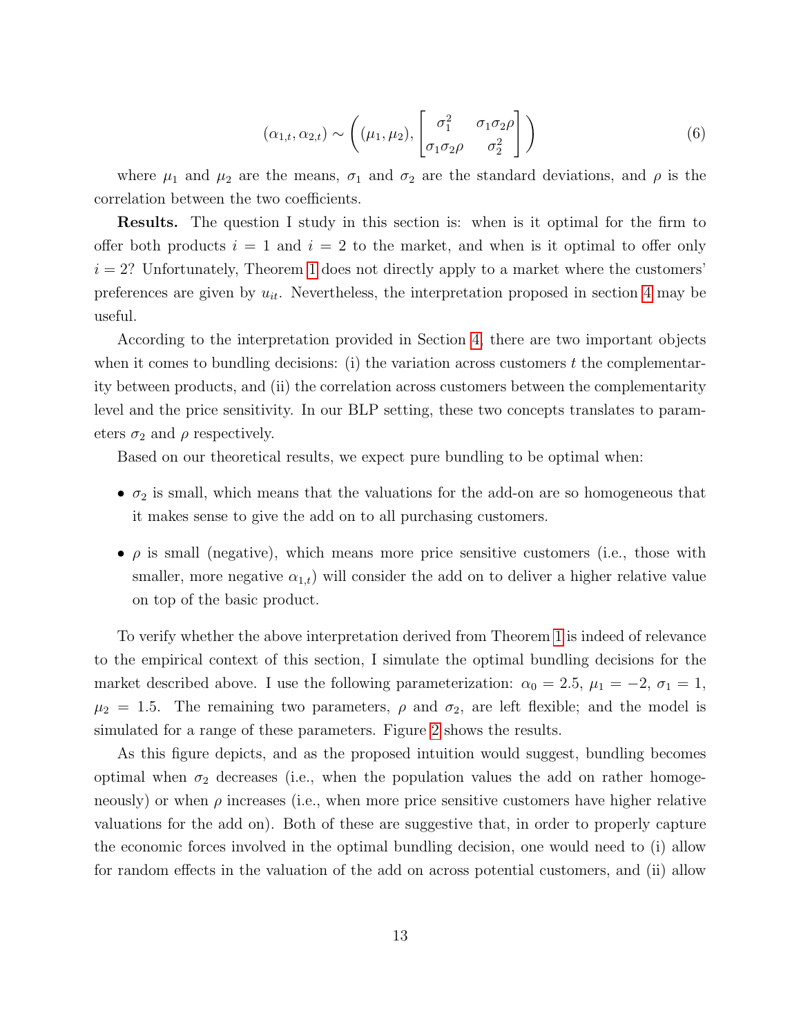$$(\alpha_{1,t}, \alpha_{2,t}) \sim \left( (\mu_1, \mu_2), \begin{bmatrix} \sigma_1^2 & \sigma_1\sigma_2\rho \\ \sigma_1\sigma_2\rho & \sigma_2^2 \end{bmatrix} \right) \tag{6}$$

where $\mu_1$ and $\mu_2$ are the means, $\sigma_1$ and $\sigma_2$ are the standard deviations, and $\rho$ is the correlation between the two coefficients.

**Results.** The question I study in this section is: when is it optimal for the firm to offer both products $i = 1$ and $i = 2$ to the market, and when is it optimal to offer only $i = 2$? Unfortunately, Theorem 1 does not directly apply to a market where the customers' preferences are given by $u_{it}$. Nevertheless, the interpretation proposed in section 4 may be useful.

According to the interpretation provided in Section 4, there are two important objects when it comes to bundling decisions: (i) the variation across customers $t$ the complementarity between products, and (ii) the correlation across customers between the complementarity level and the price sensitivity. In our BLP setting, these two concepts translates to parameters $\sigma_2$ and $\rho$ respectively.

Based on our theoretical results, we expect pure bundling to be optimal when:

- $\sigma_2$ is small, which means that the valuations for the add-on are so homogeneous that it makes sense to give the add on to all purchasing customers.
- $\rho$ is small (negative), which means more price sensitive customers (i.e., those with smaller, more negative $\alpha_{1,t}$) will consider the add on to deliver a higher relative value on top of the basic product.

To verify whether the above interpretation derived from Theorem 1 is indeed of relevance to the empirical context of this section, I simulate the optimal bundling decisions for the market described above. I use the following parameterization: $\alpha_0 = 2.5$, $\mu_1 = -2$, $\sigma_1 = 1$, $\mu_2 = 1.5$. The remaining two parameters, $\rho$ and $\sigma_2$, are left flexible; and the model is simulated for a range of these parameters. Figure 2 shows the results.

As this figure depicts, and as the proposed intuition would suggest, bundling becomes optimal when $\sigma_2$ decreases (i.e., when the population values the add on rather homogeneously) or when $\rho$ increases (i.e., when more price sensitive customers have higher relative valuations for the add on). Both of these are suggestive that, in order to properly capture the economic forces involved in the optimal bundling decision, one would need to (i) allow for random effects in the valuation of the add on across potential customers, and (ii) allow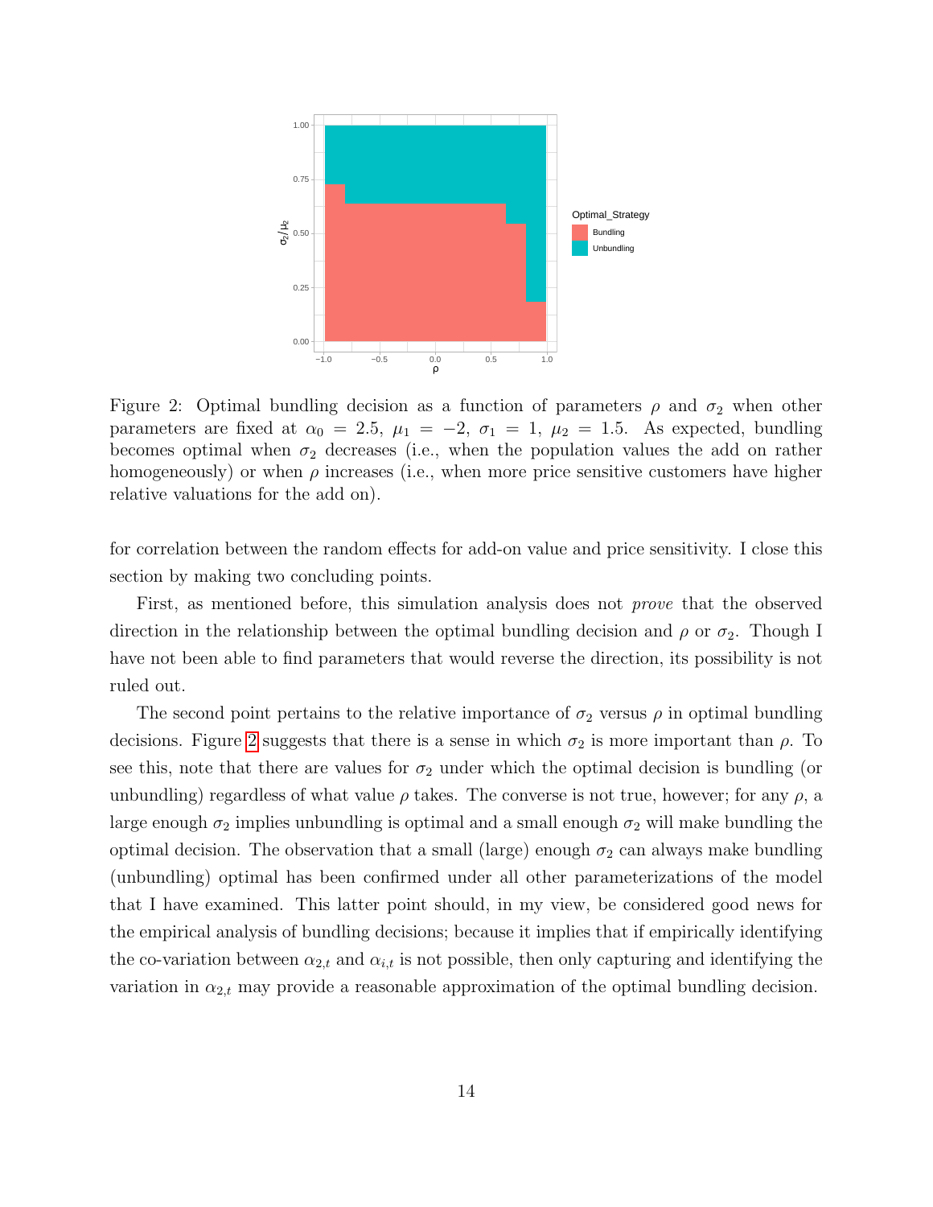Figure 2: Optimal bundling decision as a function of parameters $\rho$ and $\sigma_2$ when other parameters are fixed at $\alpha_0 = 2.5$, $\mu_1 = -2$, $\sigma_1 = 1$, $\mu_2 = 1.5$. As expected, bundling becomes optimal when $\sigma_2$ decreases (i.e., when the population values the add on rather homogeneously) or when $\rho$ increases (i.e., when more price sensitive customers have higher relative valuations for the add on).

for correlation between the random effects for add-on value and price sensitivity. I close this section by making two concluding points.

First, as mentioned before, this simulation analysis does not *prove* that the observed direction in the relationship between the optimal bundling decision and $\rho$ or $\sigma_2$. Though I have not been able to find parameters that would reverse the direction, its possibility is not ruled out.

The second point pertains to the relative importance of $\sigma_2$ versus $\rho$ in optimal bundling decisions. Figure 2 suggests that there is a sense in which $\sigma_2$ is more important than $\rho$. To see this, note that there are values for $\sigma_2$ under which the optimal decision is bundling (or unbundling) regardless of what value $\rho$ takes. The converse is not true, however; for any $\rho$, a large enough $\sigma_2$ implies unbundling is optimal and a small enough $\sigma_2$ will make bundling the optimal decision. The observation that a small (large) enough $\sigma_2$ can always make bundling (unbundling) optimal has been confirmed under all other parameterizations of the model that I have examined. This latter point should, in my view, be considered good news for the empirical analysis of bundling decisions; because it implies that if empirically identifying the co-variation between $\alpha_{2,t}$ and $\alpha_{i,t}$ is not possible, then only capturing and identifying the variation in $\alpha_{2,t}$ may provide a reasonable approximation of the optimal bundling decision.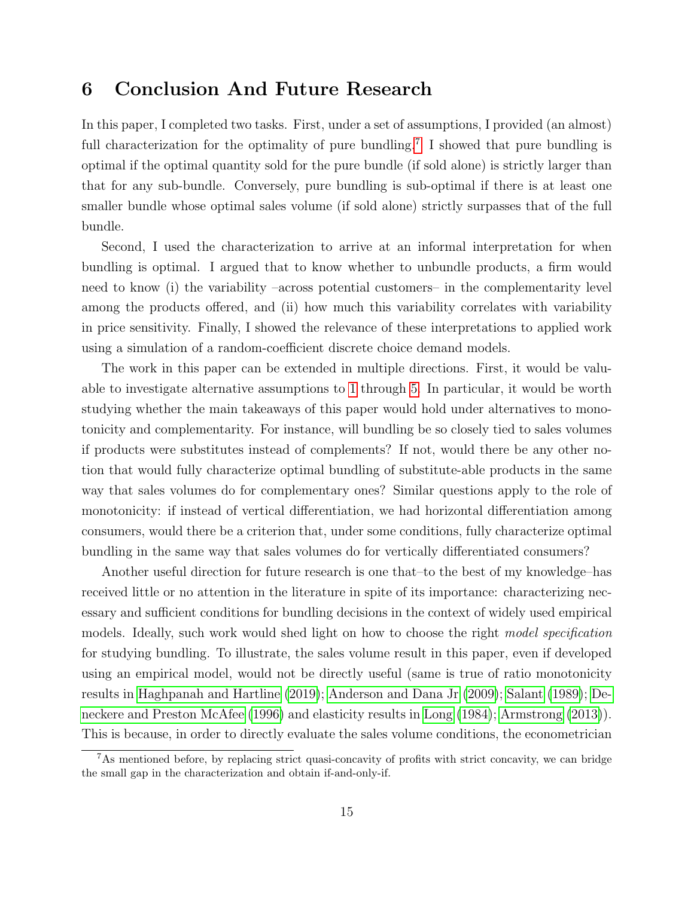## 6 Conclusion And Future Research

In this paper, I completed two tasks. First, under a set of assumptions, I provided (an almost) full characterization for the optimality of pure bundling.[7] I showed that pure bundling is optimal if the optimal quantity sold for the pure bundle (if sold alone) is strictly larger than that for any sub-bundle. Conversely, pure bundling is sub-optimal if there is at least one smaller bundle whose optimal sales volume (if sold alone) strictly surpasses that of the full bundle.

Second, I used the characterization to arrive at an informal interpretation for when bundling is optimal. I argued that to know whether to unbundle products, a firm would need to know (i) the variability –across potential customers– in the complementarity level among the products offered, and (ii) how much this variability correlates with variability in price sensitivity. Finally, I showed the relevance of these interpretations to applied work using a simulation of a random-coefficient discrete choice demand models.

The work in this paper can be extended in multiple directions. First, it would be valuable to investigate alternative assumptions to 1 through 5. In particular, it would be worth studying whether the main takeaways of this paper would hold under alternatives to monotonicity and complementarity. For instance, will bundling be so closely tied to sales volumes if products were substitutes instead of complements? If not, would there be any other notion that would fully characterize optimal bundling of substitute-able products in the same way that sales volumes do for complementary ones? Similar questions apply to the role of monotonicity: if instead of vertical differentiation, we had horizontal differentiation among consumers, would there be a criterion that, under some conditions, fully characterize optimal bundling in the same way that sales volumes do for vertically differentiated consumers?

Another useful direction for future research is one that–to the best of my knowledge–has received little or no attention in the literature in spite of its importance: characterizing necessary and sufficient conditions for bundling decisions in the context of widely used empirical models. Ideally, such work would shed light on how to choose the right *model specification* for studying bundling. To illustrate, the sales volume result in this paper, even if developed using an empirical model, would not be directly useful (same is true of ratio monotonicity results in Haghpanah and Hartline (2019); Anderson and Dana Jr (2009); Salant (1989); Deneckere and Preston McAfee (1996) and elasticity results in Long (1984); Armstrong (2013)). This is because, in order to directly evaluate the sales volume conditions, the econometrician

[7] As mentioned before, by replacing strict quasi-concavity of profits with strict concavity, we can bridge the small gap in the characterization and obtain if-and-only-if.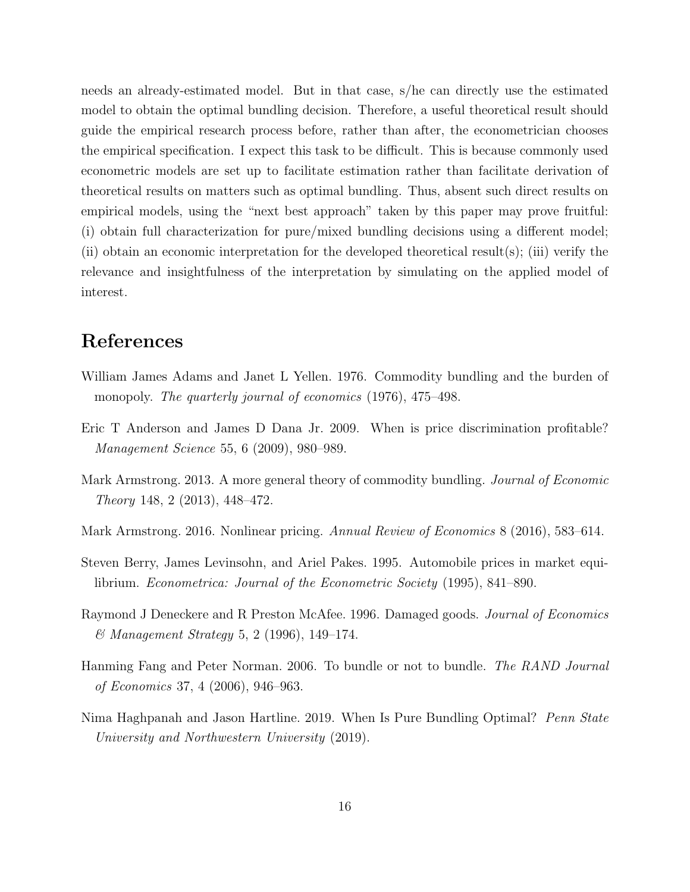needs an already-estimated model. But in that case, s/he can directly use the estimated model to obtain the optimal bundling decision. Therefore, a useful theoretical result should guide the empirical research process before, rather than after, the econometrician chooses the empirical specification. I expect this task to be difficult. This is because commonly used econometric models are set up to facilitate estimation rather than facilitate derivation of theoretical results on matters such as optimal bundling. Thus, absent such direct results on empirical models, using the "next best approach" taken by this paper may prove fruitful: (i) obtain full characterization for pure/mixed bundling decisions using a different model; (ii) obtain an economic interpretation for the developed theoretical result(s); (iii) verify the relevance and insightfulness of the interpretation by simulating on the applied model of interest.

# References

William James Adams and Janet L Yellen. 1976. Commodity bundling and the burden of monopoly. *The quarterly journal of economics* (1976), 475–498.

Eric T Anderson and James D Dana Jr. 2009. When is price discrimination profitable? *Management Science* 55, 6 (2009), 980–989.

Mark Armstrong. 2013. A more general theory of commodity bundling. *Journal of Economic Theory* 148, 2 (2013), 448–472.

Mark Armstrong. 2016. Nonlinear pricing. *Annual Review of Economics* 8 (2016), 583–614.

Steven Berry, James Levinsohn, and Ariel Pakes. 1995. Automobile prices in market equilibrium. *Econometrica: Journal of the Econometric Society* (1995), 841–890.

Raymond J Deneckere and R Preston McAfee. 1996. Damaged goods. *Journal of Economics & Management Strategy* 5, 2 (1996), 149–174.

Hanming Fang and Peter Norman. 2006. To bundle or not to bundle. *The RAND Journal of Economics* 37, 4 (2006), 946–963.

Nima Haghpanah and Jason Hartline. 2019. When Is Pure Bundling Optimal? *Penn State University and Northwestern University* (2019).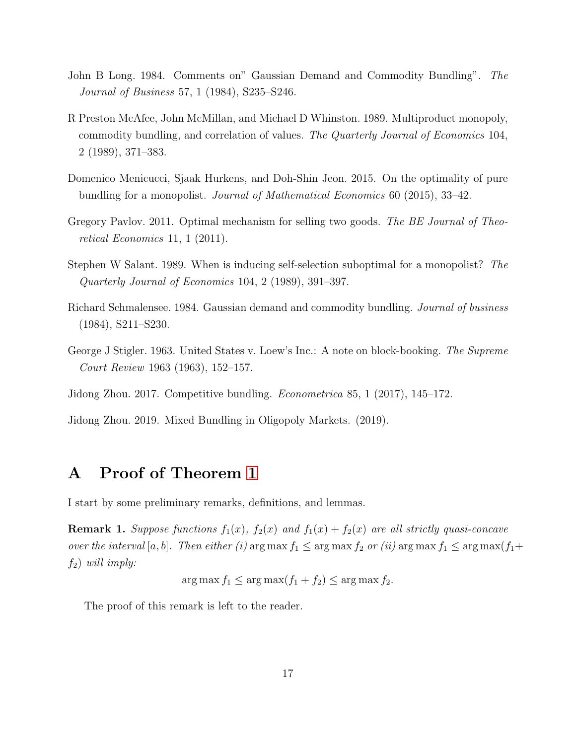John B Long. 1984. Comments on" Gaussian Demand and Commodity Bundling". *The Journal of Business* 57, 1 (1984), S235–S246.

R Preston McAfee, John McMillan, and Michael D Whinston. 1989. Multiproduct monopoly, commodity bundling, and correlation of values. *The Quarterly Journal of Economics* 104, 2 (1989), 371–383.

Domenico Menicucci, Sjaak Hurkens, and Doh-Shin Jeon. 2015. On the optimality of pure bundling for a monopolist. *Journal of Mathematical Economics* 60 (2015), 33–42.

Gregory Pavlov. 2011. Optimal mechanism for selling two goods. *The BE Journal of Theoretical Economics* 11, 1 (2011).

Stephen W Salant. 1989. When is inducing self-selection suboptimal for a monopolist? *The Quarterly Journal of Economics* 104, 2 (1989), 391–397.

Richard Schmalensee. 1984. Gaussian demand and commodity bundling. *Journal of business* (1984), S211–S230.

George J Stigler. 1963. United States v. Loew's Inc.: A note on block-booking. *The Supreme Court Review* 1963 (1963), 152–157.

Jidong Zhou. 2017. Competitive bundling. *Econometrica* 85, 1 (2017), 145–172.

Jidong Zhou. 2019. Mixed Bundling in Oligopoly Markets. (2019).

# A Proof of Theorem 1

I start by some preliminary remarks, definitions, and lemmas.

**Remark 1.** *Suppose functions $f_1(x)$, $f_2(x)$ and $f_1(x) + f_2(x)$ are all strictly quasi-concave over the interval $[a, b]$. Then either (i) $\arg\max f_1 \leq \arg\max f_2$ or (ii) $\arg\max f_1 \leq \arg\max(f_1 + f_2)$ will imply:*

$$\arg\max f_1 \leq \arg\max(f_1 + f_2) \leq \arg\max f_2.$$

The proof of this remark is left to the reader.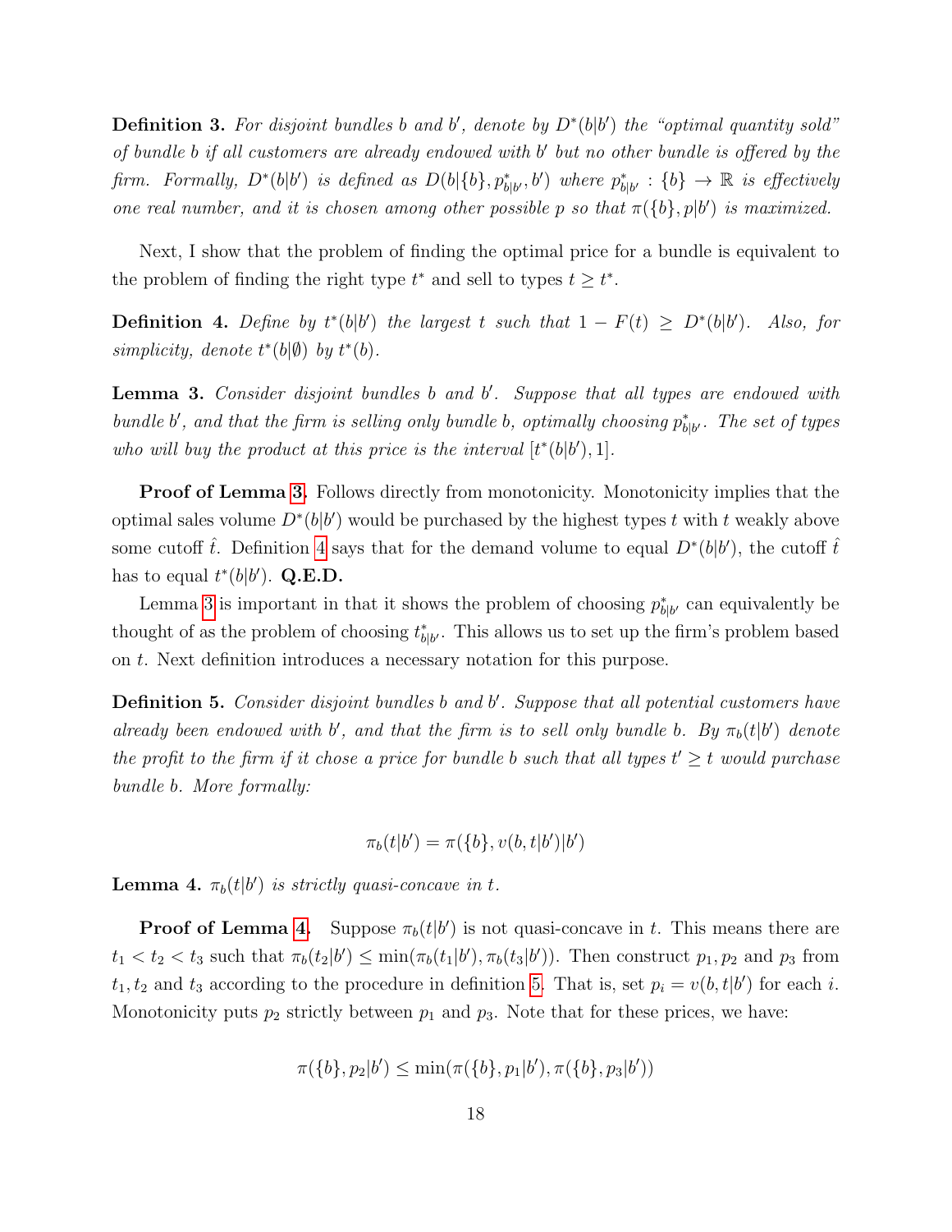**Definition 3.** *For disjoint bundles $b$ and $b'$, denote by $D^*(b|b')$ the "optimal quantity sold" of bundle $b$ if all customers are already endowed with $b'$ but no other bundle is offered by the firm. Formally, $D^*(b|b')$ is defined as $D(b|\{b\}, p^*_{b|b'}, b')$ where $p^*_{b|b'} : \{b\} \to \mathbb{R}$ is effectively one real number, and it is chosen among other possible $p$ so that $\pi(\{b\}, p|b')$ is maximized.*

Next, I show that the problem of finding the optimal price for a bundle is equivalent to the problem of finding the right type $t^*$ and sell to types $t \geq t^*$.

**Definition 4.** *Define by $t^*(b|b')$ the largest $t$ such that $1 - F(t) \geq D^*(b|b')$. Also, for simplicity, denote $t^*(b|\emptyset)$ by $t^*(b)$.*

**Lemma 3.** *Consider disjoint bundles $b$ and $b'$. Suppose that all types are endowed with bundle $b'$, and that the firm is selling only bundle $b$, optimally choosing $p^*_{b|b'}$. The set of types who will buy the product at this price is the interval $[t^*(b|b'), 1]$.*

**Proof of Lemma 3.** Follows directly from monotonicity. Monotonicity implies that the optimal sales volume $D^*(b|b')$ would be purchased by the highest types $t$ with $t$ weakly above some cutoff $\hat{t}$. Definition 4 says that for the demand volume to equal $D^*(b|b')$, the cutoff $\hat{t}$ has to equal $t^*(b|b')$. **Q.E.D.**

Lemma 3 is important in that it shows the problem of choosing $p^*_{b|b'}$ can equivalently be thought of as the problem of choosing $t^*_{b|b'}$. This allows us to set up the firm's problem based on $t$. Next definition introduces a necessary notation for this purpose.

**Definition 5.** *Consider disjoint bundles $b$ and $b'$. Suppose that all potential customers have already been endowed with $b'$, and that the firm is to sell only bundle $b$. By $\pi_b(t|b')$ denote the profit to the firm if it chose a price for bundle $b$ such that all types $t' \geq t$ would purchase bundle $b$. More formally:*

$$\pi_b(t|b') = \pi(\{b\}, v(b, t|b')|b')$$

**Lemma 4.** *$\pi_b(t|b')$ is strictly quasi-concave in $t$.*

**Proof of Lemma 4.** Suppose $\pi_b(t|b')$ is not quasi-concave in $t$. This means there are $t_1 < t_2 < t_3$ such that $\pi_b(t_2|b') \leq \min(\pi_b(t_1|b'), \pi_b(t_3|b'))$. Then construct $p_1, p_2$ and $p_3$ from $t_1, t_2$ and $t_3$ according to the procedure in definition 5. That is, set $p_i = v(b, t|b')$ for each $i$. Monotonicity puts $p_2$ strictly between $p_1$ and $p_3$. Note that for these prices, we have:

$$\pi(\{b\}, p_2|b') \leq \min(\pi(\{b\}, p_1|b'), \pi(\{b\}, p_3|b'))$$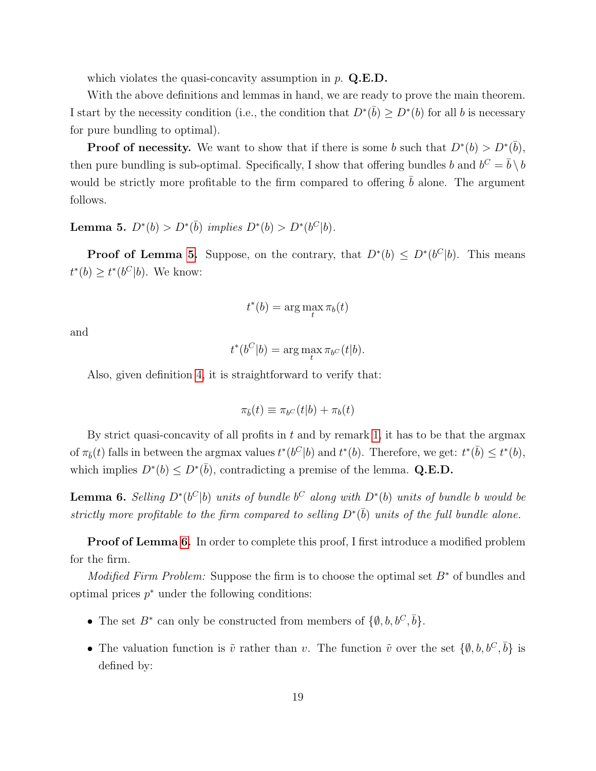which violates the quasi-concavity assumption in $p$. **Q.E.D.**

With the above definitions and lemmas in hand, we are ready to prove the main theorem. I start by the necessity condition (i.e., the condition that $D^*(\bar{b}) \geq D^*(b)$ for all $b$ is necessary for pure bundling to optimal).

**Proof of necessity.** We want to show that if there is some $b$ such that $D^*(b) > D^*(\bar{b})$, then pure bundling is sub-optimal. Specifically, I show that offering bundles $b$ and $b^C = \bar{b} \setminus b$ would be strictly more profitable to the firm compared to offering $\bar{b}$ alone. The argument follows.

**Lemma 5.** *$D^*(b) > D^*(\bar{b})$ implies $D^*(b) > D^*(b^C|b)$.*

**Proof of Lemma 5.** Suppose, on the contrary, that $D^*(b) \leq D^*(b^C|b)$. This means $t^*(b) \geq t^*(b^C|b)$. We know:

$$t^*(b) = \arg\max_t \pi_b(t)$$

and

$$t^*(b^C|b) = \arg\max_t \pi_{b^C}(t|b).$$

Also, given definition 4, it is straightforward to verify that:

$$\pi_{\bar{b}}(t) \equiv \pi_{b^C}(t|b) + \pi_b(t)$$

By strict quasi-concavity of all profits in $t$ and by remark 1, it has to be that the argmax of $\pi_{\bar{b}}(t)$ falls in between the argmax values $t^*(b^C|b)$ and $t^*(b)$. Therefore, we get: $t^*(\bar{b}) \leq t^*(b)$, which implies $D^*(b) \leq D^*(\bar{b})$, contradicting a premise of the lemma. **Q.E.D.**

**Lemma 6.** *Selling $D^*(b^C|b)$ units of bundle $b^C$ along with $D^*(b)$ units of bundle $b$ would be strictly more profitable to the firm compared to selling $D^*(\bar{b})$ units of the full bundle alone.*

**Proof of Lemma 6.** In order to complete this proof, I first introduce a modified problem for the firm.

*Modified Firm Problem:* Suppose the firm is to choose the optimal set $B^*$ of bundles and optimal prices $p^*$ under the following conditions:

- The set $B^*$ can only be constructed from members of $\{\emptyset, b, b^C, \bar{b}\}$.
- The valuation function is $\tilde{v}$ rather than $v$. The function $\tilde{v}$ over the set $\{\emptyset, b, b^C, \bar{b}\}$ is defined by: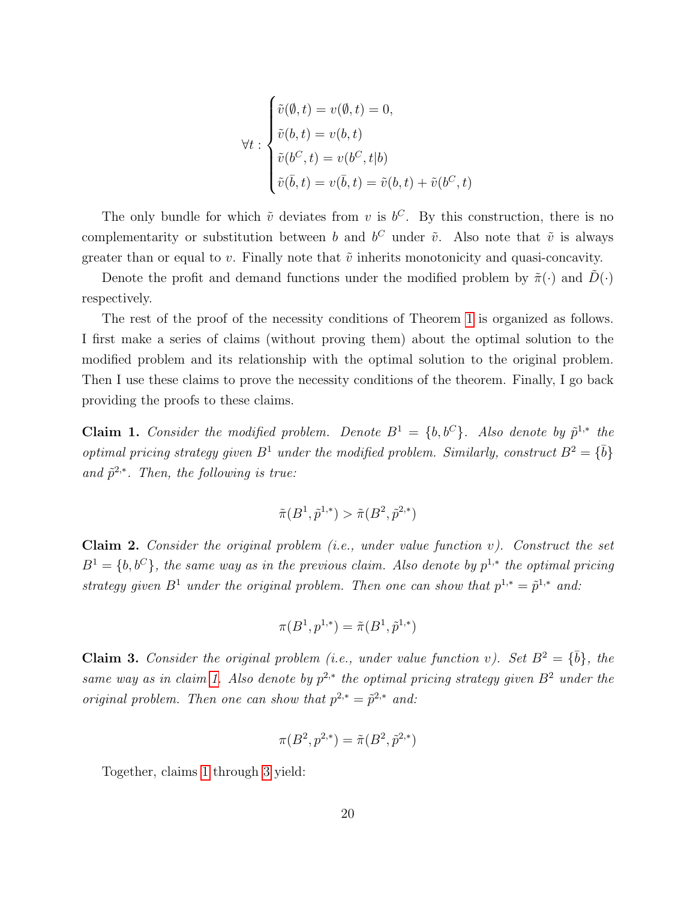$$
\forall t : \begin{cases} \tilde{v}(\emptyset, t) = v(\emptyset, t) = 0, \\ \tilde{v}(b, t) = v(b, t) \\ \tilde{v}(b^C, t) = v(b^C, t|b) \\ \tilde{v}(\bar{b}, t) = v(\bar{b}, t) = \tilde{v}(b, t) + \tilde{v}(b^C, t) \end{cases}
$$

The only bundle for which $\tilde{v}$ deviates from $v$ is $b^C$. By this construction, there is no complementarity or substitution between $b$ and $b^C$ under $\tilde{v}$. Also note that $\tilde{v}$ is always greater than or equal to $v$. Finally note that $\tilde{v}$ inherits monotonicity and quasi-concavity.

Denote the profit and demand functions under the modified problem by $\tilde{\pi}(\cdot)$ and $\tilde{D}(\cdot)$ respectively.

The rest of the proof of the necessity conditions of Theorem 1 is organized as follows. I first make a series of claims (without proving them) about the optimal solution to the modified problem and its relationship with the optimal solution to the original problem. Then I use these claims to prove the necessity conditions of the theorem. Finally, I go back providing the proofs to these claims.

**Claim 1.** *Consider the modified problem. Denote $B^1 = \{b, b^C\}$. Also denote by $\tilde{p}^{1,*}$ the optimal pricing strategy given $B^1$ under the modified problem. Similarly, construct $B^2 = \{\bar{b}\}$ and $\tilde{p}^{2,*}$. Then, the following is true:*

$$
\tilde{\pi}(B^1, \tilde{p}^{1,*}) > \tilde{\pi}(B^2, \tilde{p}^{2,*})
$$

**Claim 2.** *Consider the original problem (i.e., under value function $v$). Construct the set $B^1 = \{b, b^C\}$, the same way as in the previous claim. Also denote by $p^{1,*}$ the optimal pricing strategy given $B^1$ under the original problem. Then one can show that $p^{1,*} = \tilde{p}^{1,*}$ and:*

$$
\pi(B^1, p^{1,*}) = \tilde{\pi}(B^1, \tilde{p}^{1,*})
$$

**Claim 3.** *Consider the original problem (i.e., under value function $v$). Set $B^2 = \{\bar{b}\}$, the same way as in claim 1. Also denote by $p^{2,*}$ the optimal pricing strategy given $B^2$ under the original problem. Then one can show that $p^{2,*} = \tilde{p}^{2,*}$ and:*

$$
\pi(B^2, p^{2,*}) = \tilde{\pi}(B^2, \tilde{p}^{2,*})
$$

Together, claims 1 through 3 yield: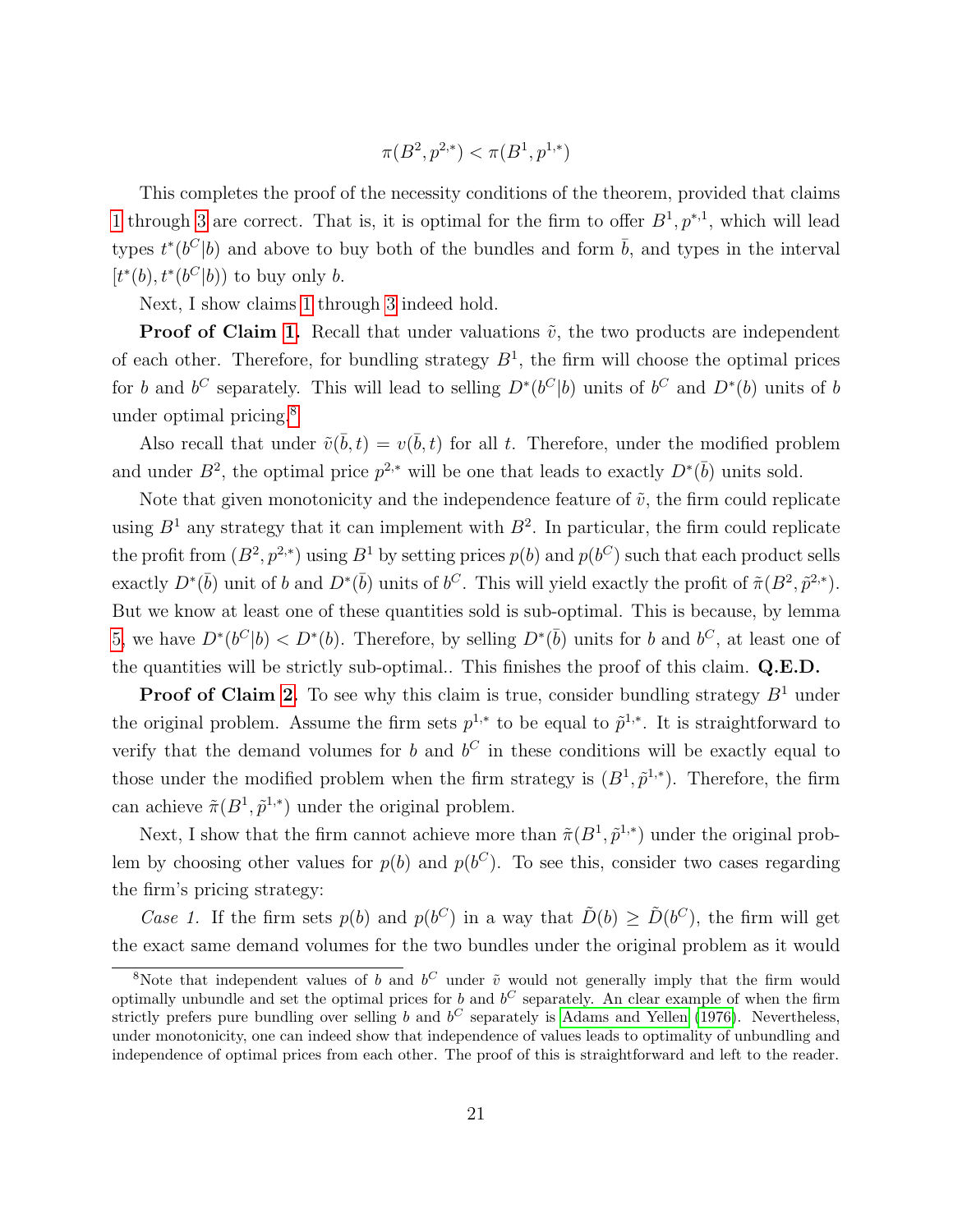$$\pi(B^2, p^{2,*}) < \pi(B^1, p^{1,*})$$

This completes the proof of the necessity conditions of the theorem, provided that claims 1 through 3 are correct. That is, it is optimal for the firm to offer $B^1, p^{*,1}$, which will lead types $t^*(b^C|b)$ and above to buy both of the bundles and form $\bar{b}$, and types in the interval $[t^*(b), t^*(b^C|b))$ to buy only $b$.

Next, I show claims 1 through 3 indeed hold.

**Proof of Claim 1.** Recall that under valuations $\tilde{v}$, the two products are independent of each other. Therefore, for bundling strategy $B^1$, the firm will choose the optimal prices for $b$ and $b^C$ separately. This will lead to selling $D^*(b^C|b)$ units of $b^C$ and $D^*(b)$ units of $b$ under optimal pricing.[8]

Also recall that under $\tilde{v}(\bar{b}, t) = v(\bar{b}, t)$ for all $t$. Therefore, under the modified problem and under $B^2$, the optimal price $p^{2,*}$ will be one that leads to exactly $D^*(\bar{b})$ units sold.

Note that given monotonicity and the independence feature of $\tilde{v}$, the firm could replicate using $B^1$ any strategy that it can implement with $B^2$. In particular, the firm could replicate the profit from $(B^2, p^{2,*})$ using $B^1$ by setting prices $p(b)$ and $p(b^C)$ such that each product sells exactly $D^*(\bar{b})$ unit of $b$ and $D^*(\bar{b})$ units of $b^C$. This will yield exactly the profit of $\tilde{\pi}(B^2, \tilde{p}^{2,*})$. But we know at least one of these quantities sold is sub-optimal. This is because, by lemma 5, we have $D^*(b^C|b) < D^*(b)$. Therefore, by selling $D^*(\bar{b})$ units for $b$ and $b^C$, at least one of the quantities will be strictly sub-optimal.. This finishes the proof of this claim. **Q.E.D.**

**Proof of Claim 2.** To see why this claim is true, consider bundling strategy $B^1$ under the original problem. Assume the firm sets $p^{1,*}$ to be equal to $\tilde{p}^{1,*}$. It is straightforward to verify that the demand volumes for $b$ and $b^C$ in these conditions will be exactly equal to those under the modified problem when the firm strategy is $(B^1, \tilde{p}^{1,*})$. Therefore, the firm can achieve $\tilde{\pi}(B^1, \tilde{p}^{1,*})$ under the original problem.

Next, I show that the firm cannot achieve more than $\tilde{\pi}(B^1, \tilde{p}^{1,*})$ under the original problem by choosing other values for $p(b)$ and $p(b^C)$. To see this, consider two cases regarding the firm's pricing strategy:

*Case 1.* If the firm sets $p(b)$ and $p(b^C)$ in a way that $\tilde{D}(b) \geq \tilde{D}(b^C)$, the firm will get the exact same demand volumes for the two bundles under the original problem as it would

[8] Note that independent values of $b$ and $b^C$ under $\tilde{v}$ would not generally imply that the firm would optimally unbundle and set the optimal prices for $b$ and $b^C$ separately. An clear example of when the firm strictly prefers pure bundling over selling $b$ and $b^C$ separately is Adams and Yellen (1976). Nevertheless, under monotonicity, one can indeed show that independence of values leads to optimality of unbundling and independence of optimal prices from each other. The proof of this is straightforward and left to the reader.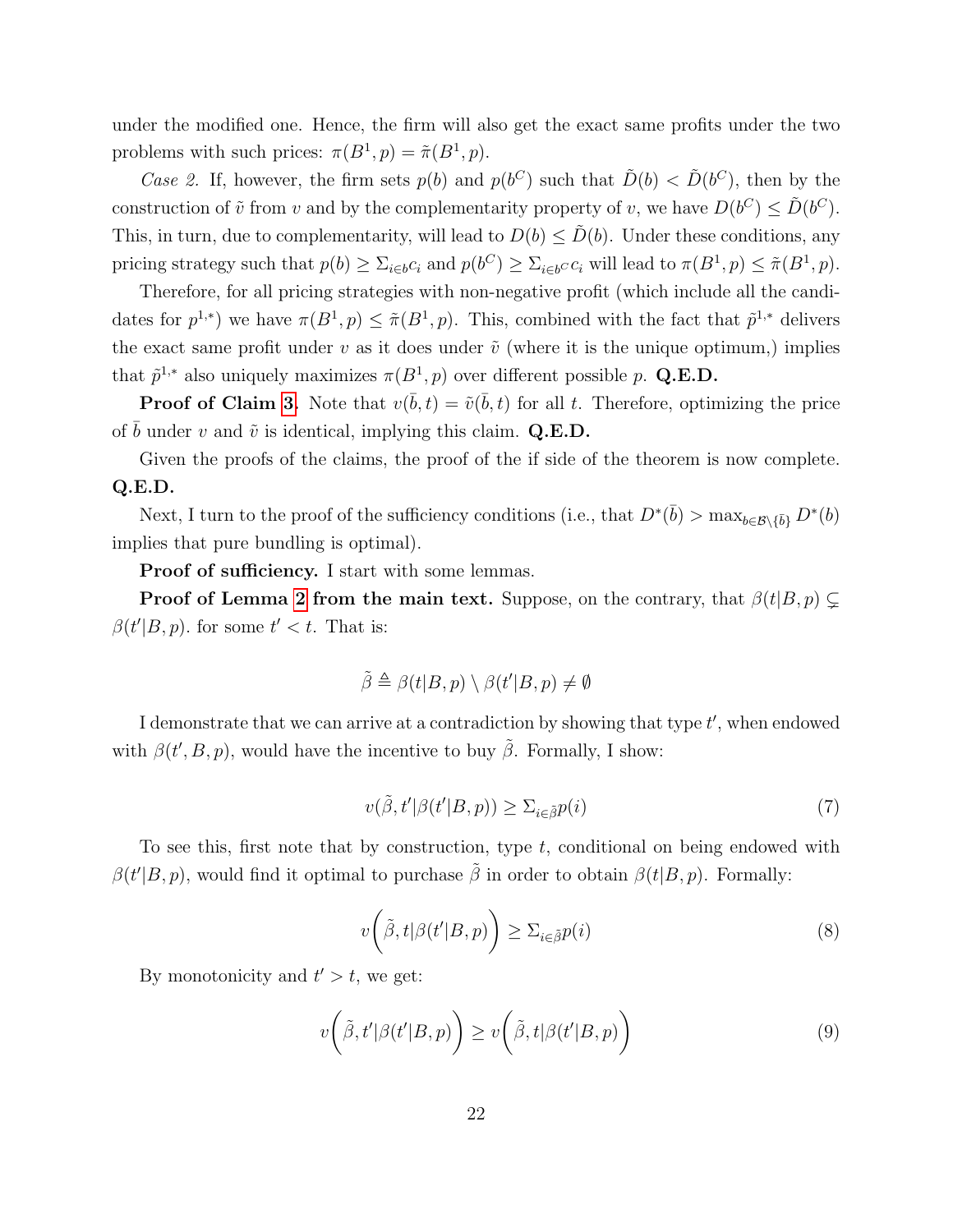under the modified one. Hence, the firm will also get the exact same profits under the two problems with such prices: $\pi(B^1, p) = \tilde{\pi}(B^1, p)$.

*Case 2.* If, however, the firm sets $p(b)$ and $p(b^C)$ such that $\tilde{D}(b) < \tilde{D}(b^C)$, then by the construction of $\tilde{v}$ from $v$ and by the complementarity property of $v$, we have $D(b^C) \leq \tilde{D}(b^C)$. This, in turn, due to complementarity, will lead to $D(b) \leq \tilde{D}(b)$. Under these conditions, any pricing strategy such that $p(b) \geq \Sigma_{i \in b} c_i$ and $p(b^C) \geq \Sigma_{i \in b^C} c_i$ will lead to $\pi(B^1, p) \leq \tilde{\pi}(B^1, p)$.

Therefore, for all pricing strategies with non-negative profit (which include all the candidates for $p^{1,*}$) we have $\pi(B^1, p) \leq \tilde{\pi}(B^1, p)$. This, combined with the fact that $\tilde{p}^{1,*}$ delivers the exact same profit under $v$ as it does under $\tilde{v}$ (where it is the unique optimum,) implies that $\tilde{p}^{1,*}$ also uniquely maximizes $\pi(B^1, p)$ over different possible $p$. **Q.E.D.**

**Proof of Claim 3.** Note that $v(\bar{b}, t) = \tilde{v}(\bar{b}, t)$ for all $t$. Therefore, optimizing the price of $\bar{b}$ under $v$ and $\tilde{v}$ is identical, implying this claim. **Q.E.D.**

Given the proofs of the claims, the proof of the if side of the theorem is now complete. **Q.E.D.**

Next, I turn to the proof of the sufficiency conditions (i.e., that $D^*(\bar{b}) > \max_{b \in \mathcal{B} \setminus \{\bar{b}\}} D^*(b)$ implies that pure bundling is optimal).

**Proof of sufficiency.** I start with some lemmas.

**Proof of Lemma 2 from the main text.** Suppose, on the contrary, that $\beta(t|B, p) \subsetneq \beta(t'|B, p)$. for some $t' < t$. That is:

$$\tilde{\beta} \triangleq \beta(t|B, p) \setminus \beta(t'|B, p) \neq \emptyset$$

I demonstrate that we can arrive at a contradiction by showing that type $t'$, when endowed with $\beta(t', B, p)$, would have the incentive to buy $\tilde{\beta}$. Formally, I show:

$$v(\tilde{\beta}, t'|\beta(t'|B, p)) \geq \Sigma_{i \in \tilde{\beta}} p(i) \tag{7}$$

To see this, first note that by construction, type $t$, conditional on being endowed with $\beta(t'|B, p)$, would find it optimal to purchase $\tilde{\beta}$ in order to obtain $\beta(t|B, p)$. Formally:

$$v\bigg(\tilde{\beta}, t|\beta(t'|B, p)\bigg) \geq \Sigma_{i \in \tilde{\beta}} p(i) \tag{8}$$

By monotonicity and $t' > t$, we get:

$$v\bigg(\tilde{\beta}, t'|\beta(t'|B, p)\bigg) \geq v\bigg(\tilde{\beta}, t|\beta(t'|B, p)\bigg) \tag{9}$$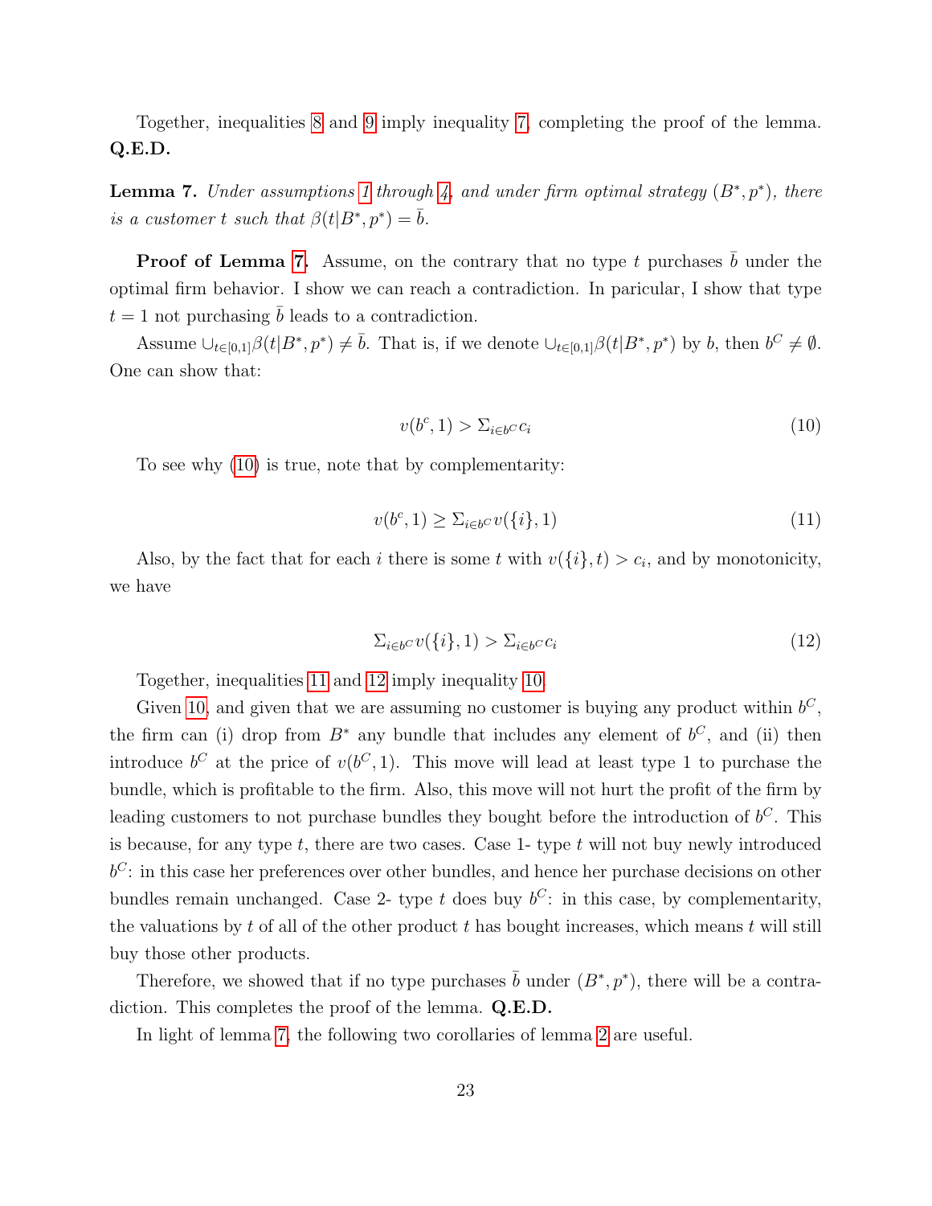Together, inequalities 8 and 9 imply inequality 7, completing the proof of the lemma. **Q.E.D.**

**Lemma 7.** *Under assumptions 1 through 4, and under firm optimal strategy $(B^*, p^*)$, there is a customer $t$ such that $\beta(t|B^*, p^*) = \bar{b}$.*

**Proof of Lemma 7.** Assume, on the contrary that no type $t$ purchases $\bar{b}$ under the optimal firm behavior. I show we can reach a contradiction. In paricular, I show that type $t = 1$ not purchasing $\bar{b}$ leads to a contradiction.

Assume $\cup_{t\in[0,1]}\beta(t|B^*, p^*) \neq \bar{b}$. That is, if we denote $\cup_{t\in[0,1]}\beta(t|B^*, p^*)$ by $b$, then $b^C \neq \emptyset$. One can show that:

$$v(b^c, 1) > \Sigma_{i\in b^C} c_i \tag{10}$$

To see why (10) is true, note that by complementarity:

$$v(b^c, 1) \geq \Sigma_{i\in b^C} v(\{i\}, 1) \tag{11}$$

Also, by the fact that for each $i$ there is some $t$ with $v(\{i\}, t) > c_i$, and by monotonicity, we have

$$\Sigma_{i\in b^C} v(\{i\}, 1) > \Sigma_{i\in b^C} c_i \tag{12}$$

Together, inequalities 11 and 12 imply inequality 10.

Given 10, and given that we are assuming no customer is buying any product within $b^C$, the firm can (i) drop from $B^*$ any bundle that includes any element of $b^C$, and (ii) then introduce $b^C$ at the price of $v(b^C, 1)$. This move will lead at least type 1 to purchase the bundle, which is profitable to the firm. Also, this move will not hurt the profit of the firm by leading customers to not purchase bundles they bought before the introduction of $b^C$. This is because, for any type $t$, there are two cases. Case 1- type $t$ will not buy newly introduced $b^C$: in this case her preferences over other bundles, and hence her purchase decisions on other bundles remain unchanged. Case 2- type $t$ does buy $b^C$: in this case, by complementarity, the valuations by $t$ of all of the other product $t$ has bought increases, which means $t$ will still buy those other products.

Therefore, we showed that if no type purchases $\bar{b}$ under $(B^*, p^*)$, there will be a contradiction. This completes the proof of the lemma. **Q.E.D.**

In light of lemma 7, the following two corollaries of lemma 2 are useful.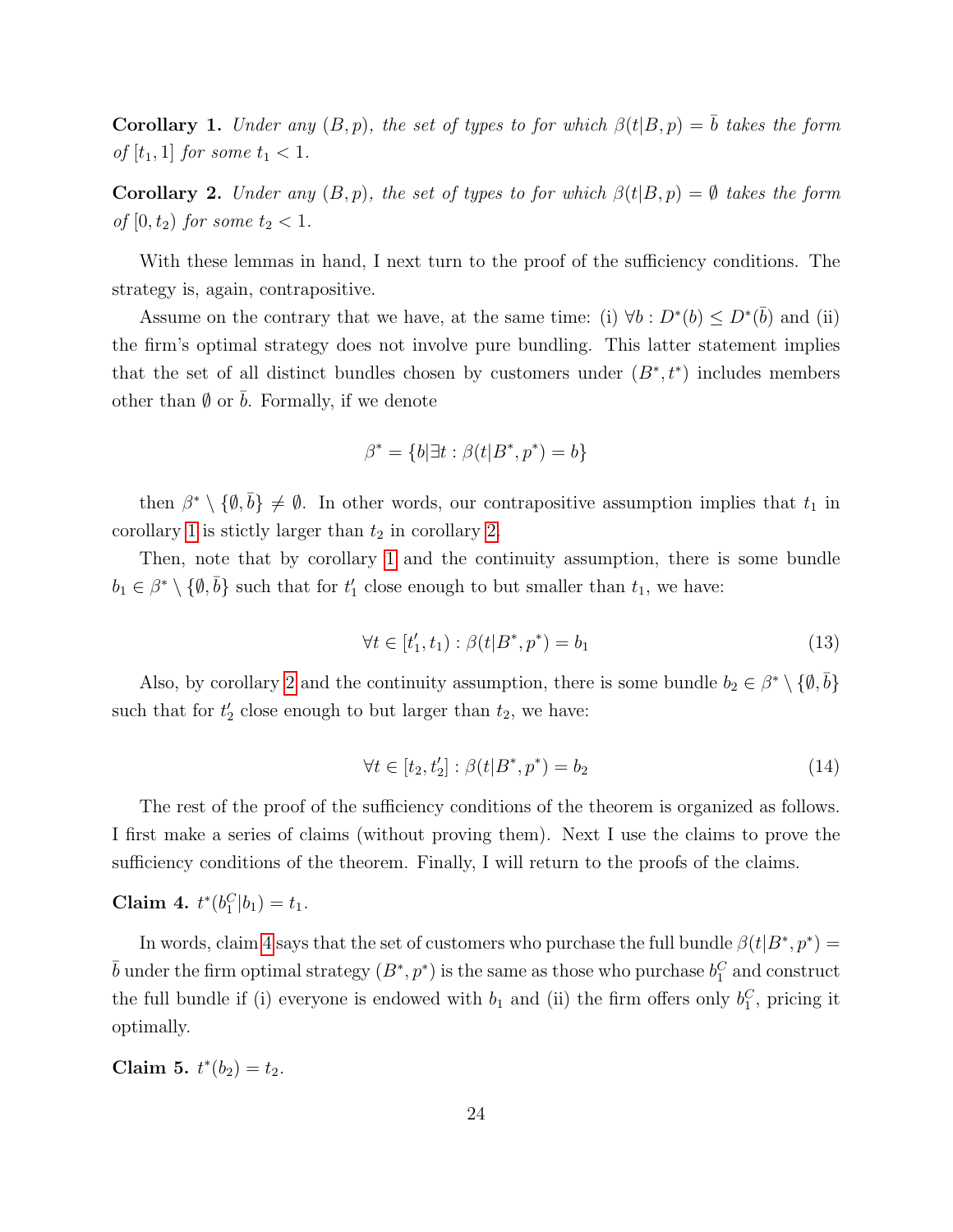**Corollary 1.** *Under any $(B, p)$, the set of types to for which $\beta(t|B, p) = \bar{b}$ takes the form of $[t_1, 1]$ for some $t_1 < 1$.*

**Corollary 2.** *Under any $(B, p)$, the set of types to for which $\beta(t|B, p) = \emptyset$ takes the form of $[0, t_2)$ for some $t_2 < 1$.*

With these lemmas in hand, I next turn to the proof of the sufficiency conditions. The strategy is, again, contrapositive.

Assume on the contrary that we have, at the same time: (i) $\forall b : D^*(b) \leq D^*(\bar{b})$ and (ii) the firm's optimal strategy does not involve pure bundling. This latter statement implies that the set of all distinct bundles chosen by customers under $(B^*, t^*)$ includes members other than $\emptyset$ or $\bar{b}$. Formally, if we denote

$$\beta^* = \{b | \exists t : \beta(t|B^*, p^*) = b\}$$

then $\beta^* \setminus \{\emptyset, \bar{b}\} \neq \emptyset$. In other words, our contrapositive assumption implies that $t_1$ in corollary 1 is stictly larger than $t_2$ in corollary 2.

Then, note that by corollary 1 and the continuity assumption, there is some bundle $b_1 \in \beta^* \setminus \{\emptyset, \bar{b}\}$ such that for $t'_1$ close enough to but smaller than $t_1$, we have:

$$\forall t \in [t'_1, t_1) : \beta(t|B^*, p^*) = b_1 \tag{13}$$

Also, by corollary 2 and the continuity assumption, there is some bundle $b_2 \in \beta^* \setminus \{\emptyset, \bar{b}\}$ such that for $t'_2$ close enough to but larger than $t_2$, we have:

$$\forall t \in [t_2, t'_2] : \beta(t|B^*, p^*) = b_2 \tag{14}$$

The rest of the proof of the sufficiency conditions of the theorem is organized as follows. I first make a series of claims (without proving them). Next I use the claims to prove the sufficiency conditions of the theorem. Finally, I will return to the proofs of the claims.

**Claim 4.** $t^*(b_1^C|b_1) = t_1$.

In words, claim 4 says that the set of customers who purchase the full bundle $\beta(t|B^*, p^*) = \bar{b}$ under the firm optimal strategy $(B^*, p^*)$ is the same as those who purchase $b_1^C$ and construct the full bundle if (i) everyone is endowed with $b_1$ and (ii) the firm offers only $b_1^C$, pricing it optimally.

**Claim 5.** $t^*(b_2) = t_2$.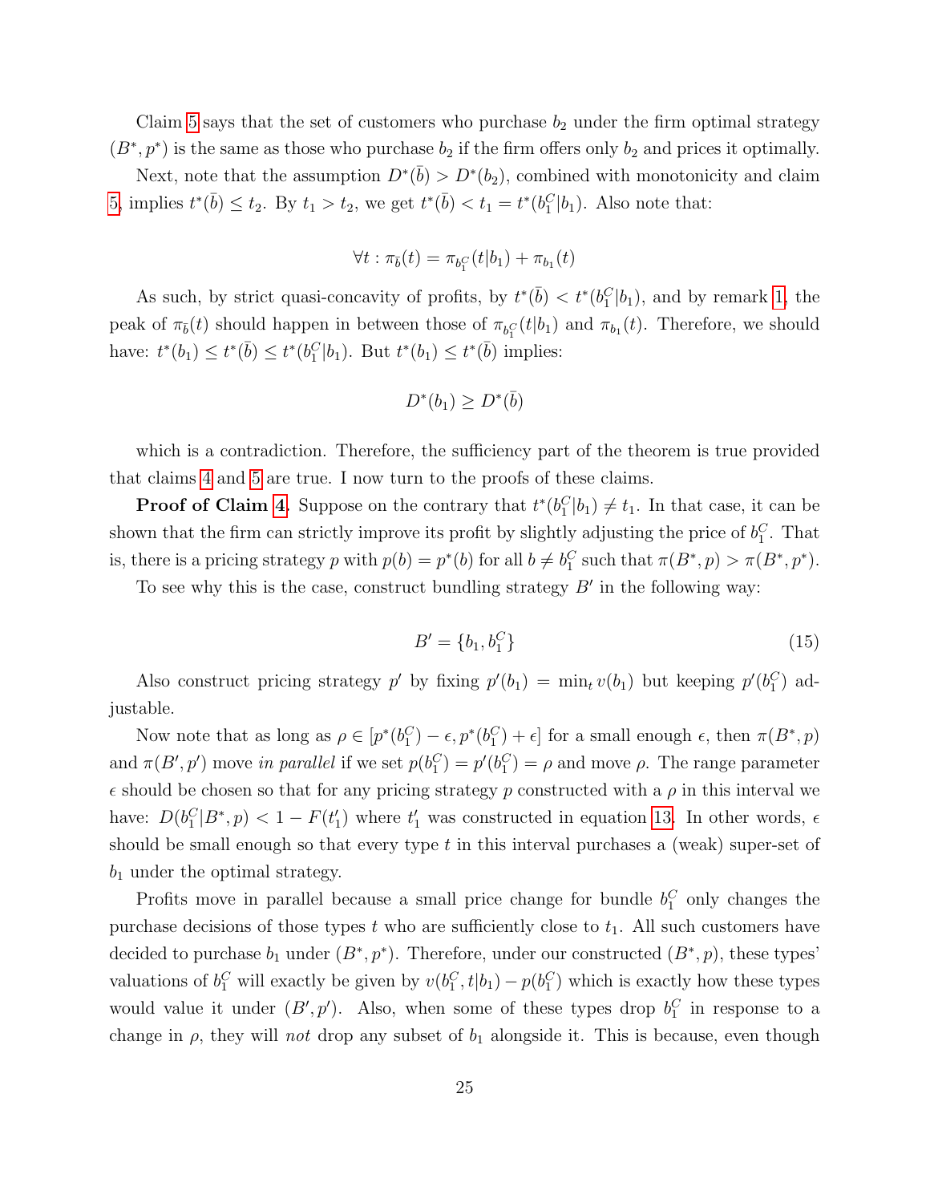Claim 5 says that the set of customers who purchase $b_2$ under the firm optimal strategy $(B^*, p^*)$ is the same as those who purchase $b_2$ if the firm offers only $b_2$ and prices it optimally.

Next, note that the assumption $D^*(\bar{b}) > D^*(b_2)$, combined with monotonicity and claim 5, implies $t^*(\bar{b}) \leq t_2$. By $t_1 > t_2$, we get $t^*(\bar{b}) < t_1 = t^*(b_1^C|b_1)$. Also note that:

$$\forall t : \pi_{\bar{b}}(t) = \pi_{b_1^C}(t|b_1) + \pi_{b_1}(t)$$

As such, by strict quasi-concavity of profits, by $t^*(\bar{b}) < t^*(b_1^C|b_1)$, and by remark 1, the peak of $\pi_{\bar{b}}(t)$ should happen in between those of $\pi_{b_1^C}(t|b_1)$ and $\pi_{b_1}(t)$. Therefore, we should have: $t^*(b_1) \leq t^*(\bar{b}) \leq t^*(b_1^C|b_1)$. But $t^*(b_1) \leq t^*(\bar{b})$ implies:

$$D^*(b_1) \geq D^*(\bar{b})$$

which is a contradiction. Therefore, the sufficiency part of the theorem is true provided that claims 4 and 5 are true. I now turn to the proofs of these claims.

**Proof of Claim 4.** Suppose on the contrary that $t^*(b_1^C|b_1) \neq t_1$. In that case, it can be shown that the firm can strictly improve its profit by slightly adjusting the price of $b_1^C$. That is, there is a pricing strategy $p$ with $p(b) = p^*(b)$ for all $b \neq b_1^C$ such that $\pi(B^*, p) > \pi(B^*, p^*)$.

To see why this is the case, construct bundling strategy $B'$ in the following way:

$$B' = \{b_1, b_1^C\} \tag{15}$$

Also construct pricing strategy $p'$ by fixing $p'(b_1) = \min_t v(b_1)$ but keeping $p'(b_1^C)$ adjustable.

Now note that as long as $\rho \in [p^*(b_1^C) - \epsilon, p^*(b_1^C) + \epsilon]$ for a small enough $\epsilon$, then $\pi(B^*, p)$ and $\pi(B', p')$ move *in parallel* if we set $p(b_1^C) = p'(b_1^C) = \rho$ and move $\rho$. The range parameter $\epsilon$ should be chosen so that for any pricing strategy $p$ constructed with a $\rho$ in this interval we have: $D(b_1^C|B^*, p) < 1 - F(t_1')$ where $t_1'$ was constructed in equation 13. In other words, $\epsilon$ should be small enough so that every type $t$ in this interval purchases a (weak) super-set of $b_1$ under the optimal strategy.

Profits move in parallel because a small price change for bundle $b_1^C$ only changes the purchase decisions of those types $t$ who are sufficiently close to $t_1$. All such customers have decided to purchase $b_1$ under $(B^*, p^*)$. Therefore, under our constructed $(B^*, p)$, these types' valuations of $b_1^C$ will exactly be given by $v(b_1^C, t|b_1) - p(b_1^C)$ which is exactly how these types would value it under $(B', p')$. Also, when some of these types drop $b_1^C$ in response to a change in $\rho$, they will *not* drop any subset of $b_1$ alongside it. This is because, even though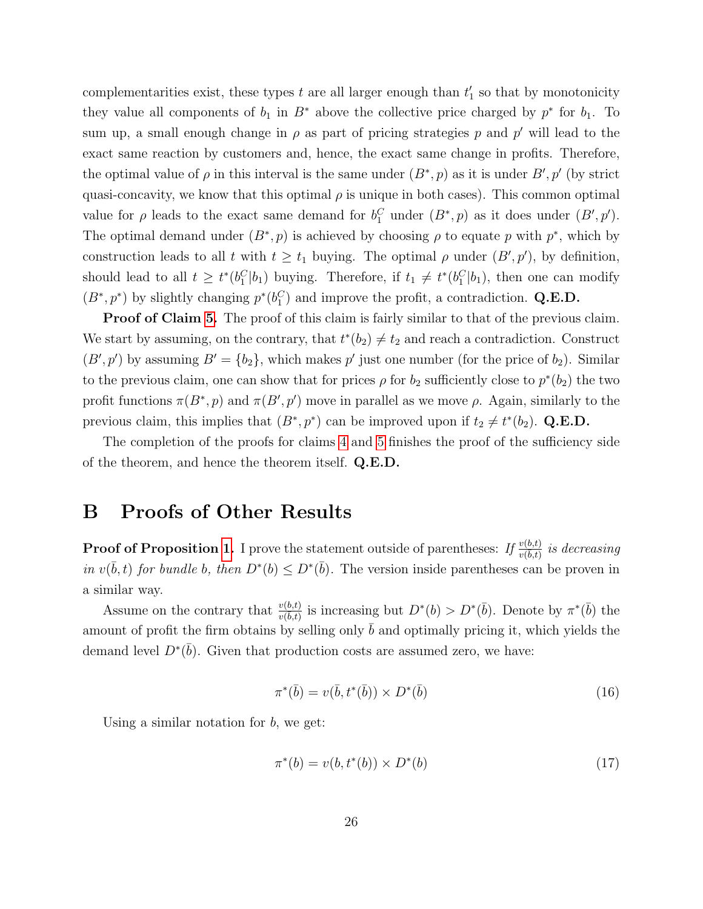complementarities exist, these types $t$ are all larger enough than $t'_1$ so that by monotonicity they value all components of $b_1$ in $B^*$ above the collective price charged by $p^*$ for $b_1$. To sum up, a small enough change in $\rho$ as part of pricing strategies $p$ and $p'$ will lead to the exact same reaction by customers and, hence, the exact same change in profits. Therefore, the optimal value of $\rho$ in this interval is the same under $(B^*, p)$ as it is under $B', p'$ (by strict quasi-concavity, we know that this optimal $\rho$ is unique in both cases). This common optimal value for $\rho$ leads to the exact same demand for $b_1^C$ under $(B^*, p)$ as it does under $(B', p')$. The optimal demand under $(B^*, p)$ is achieved by choosing $\rho$ to equate $p$ with $p^*$, which by construction leads to all $t$ with $t \geq t_1$ buying. The optimal $\rho$ under $(B', p')$, by definition, should lead to all $t \geq t^*(b_1^C|b_1)$ buying. Therefore, if $t_1 \neq t^*(b_1^C|b_1)$, then one can modify $(B^*, p^*)$ by slightly changing $p^*(b_1^C)$ and improve the profit, a contradiction. **Q.E.D.**

**Proof of Claim 5.** The proof of this claim is fairly similar to that of the previous claim. We start by assuming, on the contrary, that $t^*(b_2) \neq t_2$ and reach a contradiction. Construct $(B', p')$ by assuming $B' = \{b_2\}$, which makes $p'$ just one number (for the price of $b_2$). Similar to the previous claim, one can show that for prices $\rho$ for $b_2$ sufficiently close to $p^*(b_2)$ the two profit functions $\pi(B^*, p)$ and $\pi(B', p')$ move in parallel as we move $\rho$. Again, similarly to the previous claim, this implies that $(B^*, p^*)$ can be improved upon if $t_2 \neq t^*(b_2)$. **Q.E.D.**

The completion of the proofs for claims 4 and 5 finishes the proof of the sufficiency side of the theorem, and hence the theorem itself. **Q.E.D.**

# B Proofs of Other Results

**Proof of Proposition 1.** I prove the statement outside of parentheses: *If $\frac{v(b,t)}{v(\bar{b},t)}$ is decreasing in $v(\bar{b}, t)$ for bundle $b$, then $D^*(b) \leq D^*(\bar{b})$.* The version inside parentheses can be proven in a similar way.

Assume on the contrary that $\frac{v(b,t)}{v(\bar{b},t)}$ is increasing but $D^*(b) > D^*(\bar{b})$. Denote by $\pi^*(\bar{b})$ the amount of profit the firm obtains by selling only $\bar{b}$ and optimally pricing it, which yields the demand level $D^*(\bar{b})$. Given that production costs are assumed zero, we have:

$$\pi^*(\bar{b}) = v(\bar{b}, t^*(\bar{b})) \times D^*(\bar{b}) \tag{16}$$

Using a similar notation for $b$, we get:

$$\pi^*(b) = v(b, t^*(b)) \times D^*(b) \tag{17}$$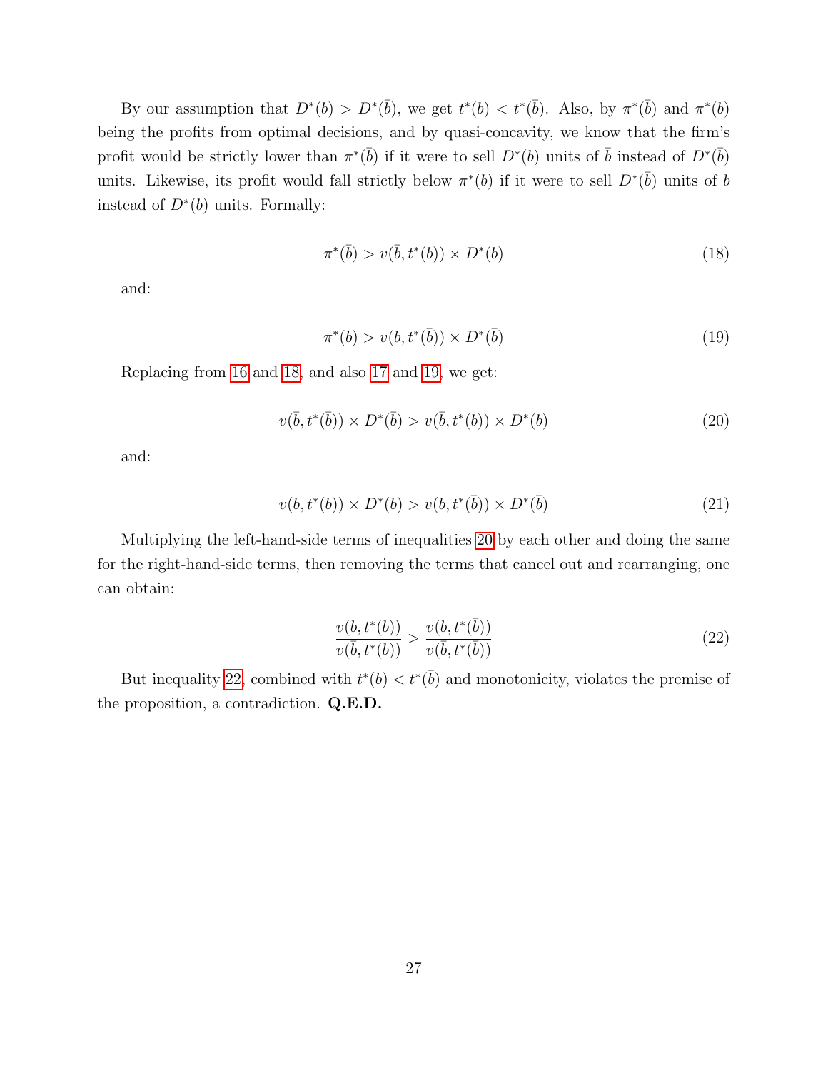By our assumption that $D^*(b) > D^*(\bar{b})$, we get $t^*(b) < t^*(\bar{b})$. Also, by $\pi^*(\bar{b})$ and $\pi^*(b)$ being the profits from optimal decisions, and by quasi-concavity, we know that the firm's profit would be strictly lower than $\pi^*(\bar{b})$ if it were to sell $D^*(b)$ units of $\bar{b}$ instead of $D^*(\bar{b})$ units. Likewise, its profit would fall strictly below $\pi^*(b)$ if it were to sell $D^*(\bar{b})$ units of $b$ instead of $D^*(b)$ units. Formally:

$$\pi^*(\bar{b}) > v(\bar{b}, t^*(b)) \times D^*(b) \tag{18}$$

and:

$$\pi^*(b) > v(b, t^*(\bar{b})) \times D^*(\bar{b}) \tag{19}$$

Replacing from 16 and 18, and also 17 and 19, we get:

$$v(\bar{b}, t^*(\bar{b})) \times D^*(\bar{b}) > v(\bar{b}, t^*(b)) \times D^*(b) \tag{20}$$

and:

$$v(b, t^*(b)) \times D^*(b) > v(b, t^*(\bar{b})) \times D^*(\bar{b}) \tag{21}$$

Multiplying the left-hand-side terms of inequalities 20 by each other and doing the same for the right-hand-side terms, then removing the terms that cancel out and rearranging, one can obtain:

$$\frac{v(b, t^*(b))}{v(\bar{b}, t^*(b))} > \frac{v(b, t^*(\bar{b}))}{v(\bar{b}, t^*(\bar{b}))} \tag{22}$$

But inequality 22, combined with $t^*(b) < t^*(\bar{b})$ and monotonicity, violates the premise of the proposition, a contradiction. **Q.E.D.**